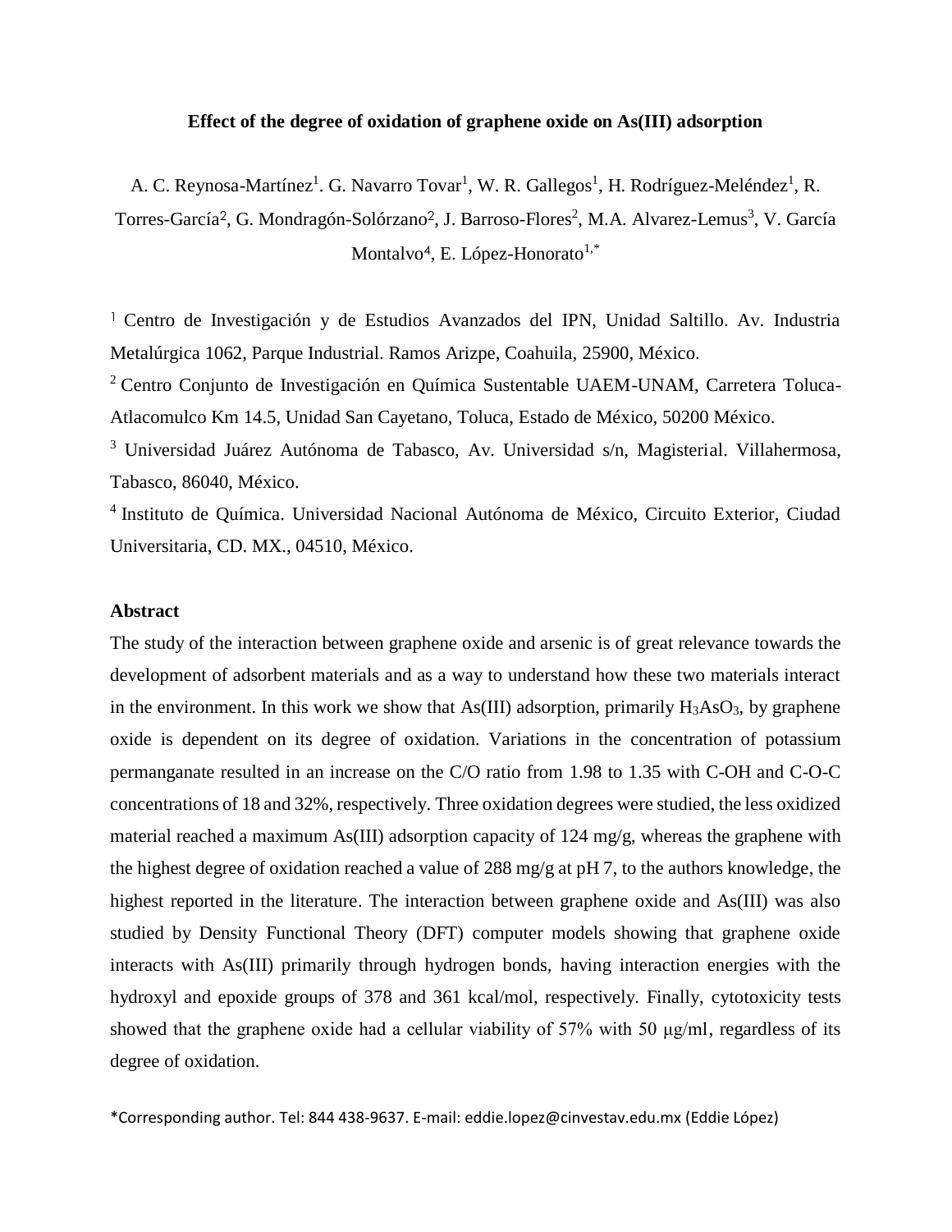# Effect of the degree of oxidation of graphene oxide on As(III) adsorption

A. C. Reynosa-Martínez[1]. G. Navarro Tovar[1], W. R. Gallegos[1], H. Rodríguez-Meléndez[1], R. Torres-García[2], G. Mondragón-Solórzano[2], J. Barroso-Flores[2], M.A. Alvarez-Lemus[3], V. García Montalvo[4], E. López-Honorato[1,*]

[1] Centro de Investigación y de Estudios Avanzados del IPN, Unidad Saltillo. Av. Industria Metalúrgica 1062, Parque Industrial. Ramos Arizpe, Coahuila, 25900, México.

[2] Centro Conjunto de Investigación en Química Sustentable UAEM-UNAM, Carretera Toluca-Atlacomulco Km 14.5, Unidad San Cayetano, Toluca, Estado de México, 50200 México.

[3] Universidad Juárez Autónoma de Tabasco, Av. Universidad s/n, Magisterial. Villahermosa, Tabasco, 86040, México.

[4] Instituto de Química. Universidad Nacional Autónoma de México, Circuito Exterior, Ciudad Universitaria, CD. MX., 04510, México.

## Abstract

The study of the interaction between graphene oxide and arsenic is of great relevance towards the development of adsorbent materials and as a way to understand how these two materials interact in the environment. In this work we show that As(III) adsorption, primarily $H_3AsO_3$, by graphene oxide is dependent on its degree of oxidation. Variations in the concentration of potassium permanganate resulted in an increase on the C/O ratio from 1.98 to 1.35 with C-OH and C-O-C concentrations of 18 and 32%, respectively. Three oxidation degrees were studied, the less oxidized material reached a maximum As(III) adsorption capacity of 124 mg/g, whereas the graphene with the highest degree of oxidation reached a value of 288 mg/g at pH 7, to the authors knowledge, the highest reported in the literature. The interaction between graphene oxide and As(III) was also studied by Density Functional Theory (DFT) computer models showing that graphene oxide interacts with As(III) primarily through hydrogen bonds, having interaction energies with the hydroxyl and epoxide groups of 378 and 361 kcal/mol, respectively. Finally, cytotoxicity tests showed that the graphene oxide had a cellular viability of 57% with 50 μg/ml, regardless of its degree of oxidation.

*Corresponding author. Tel: 844 438-9637. E-mail: eddie.lopez@cinvestav.edu.mx (Eddie López)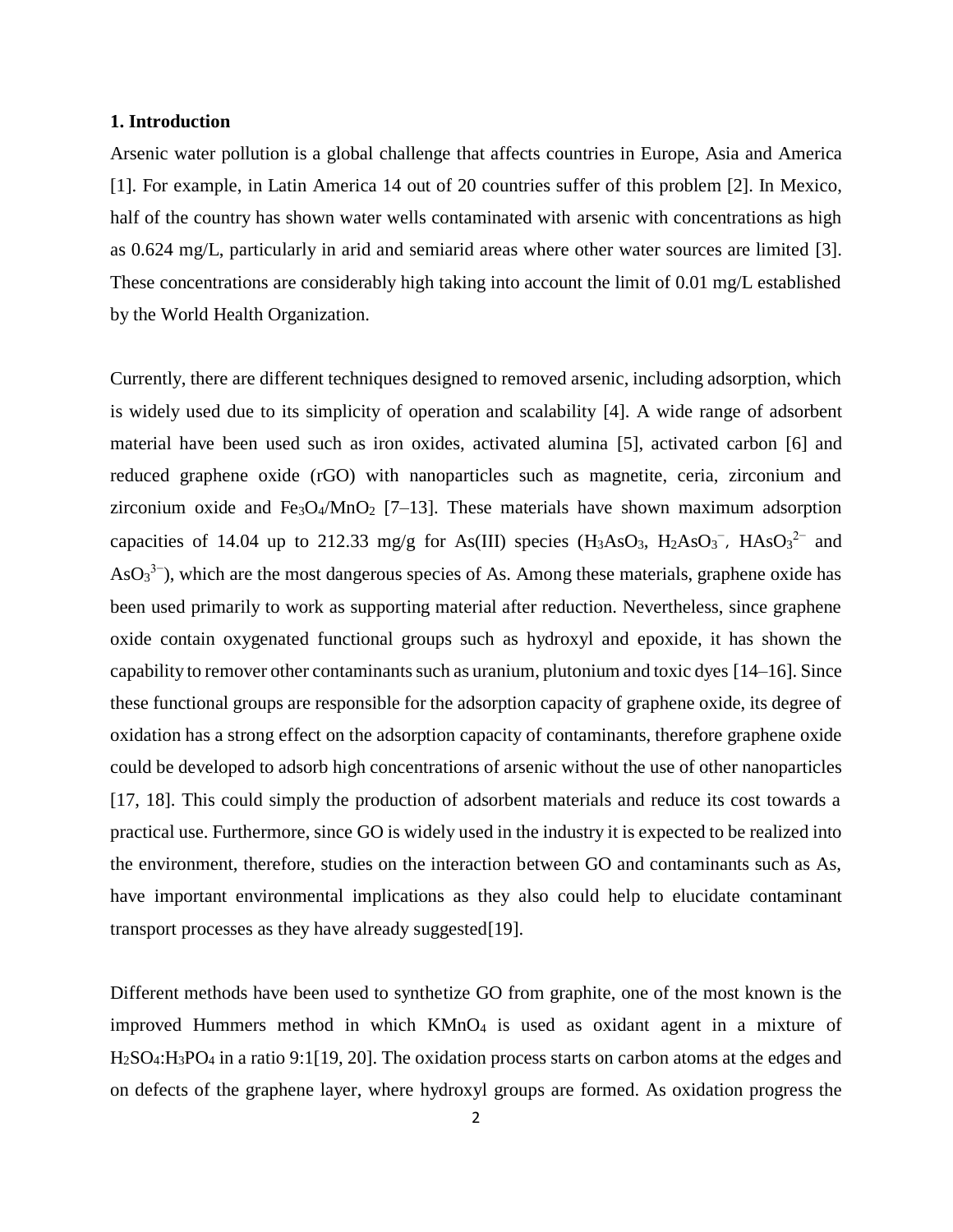## 1. Introduction

Arsenic water pollution is a global challenge that affects countries in Europe, Asia and America [1]. For example, in Latin America 14 out of 20 countries suffer of this problem [2]. In Mexico, half of the country has shown water wells contaminated with arsenic with concentrations as high as 0.624 mg/L, particularly in arid and semiarid areas where other water sources are limited [3]. These concentrations are considerably high taking into account the limit of 0.01 mg/L established by the World Health Organization.

Currently, there are different techniques designed to removed arsenic, including adsorption, which is widely used due to its simplicity of operation and scalability [4]. A wide range of adsorbent material have been used such as iron oxides, activated alumina [5], activated carbon [6] and reduced graphene oxide (rGO) with nanoparticles such as magnetite, ceria, zirconium and zirconium oxide and $Fe_3O_4/MnO_2$ [7–13]. These materials have shown maximum adsorption capacities of 14.04 up to 212.33 mg/g for As(III) species ($H_3AsO_3$, $H_2AsO_3^{-}$, $HAsO_3^{2-}$ and $AsO_3^{3-}$), which are the most dangerous species of As. Among these materials, graphene oxide has been used primarily to work as supporting material after reduction. Nevertheless, since graphene oxide contain oxygenated functional groups such as hydroxyl and epoxide, it has shown the capability to remover other contaminants such as uranium, plutonium and toxic dyes [14–16]. Since these functional groups are responsible for the adsorption capacity of graphene oxide, its degree of oxidation has a strong effect on the adsorption capacity of contaminants, therefore graphene oxide could be developed to adsorb high concentrations of arsenic without the use of other nanoparticles [17, 18]. This could simply the production of adsorbent materials and reduce its cost towards a practical use. Furthermore, since GO is widely used in the industry it is expected to be realized into the environment, therefore, studies on the interaction between GO and contaminants such as As, have important environmental implications as they also could help to elucidate contaminant transport processes as they have already suggested[19].

Different methods have been used to synthetize GO from graphite, one of the most known is the improved Hummers method in which $KMnO_4$ is used as oxidant agent in a mixture of $H_2SO_4$:$H_3PO_4$ in a ratio 9:1[19, 20]. The oxidation process starts on carbon atoms at the edges and on defects of the graphene layer, where hydroxyl groups are formed. As oxidation progress the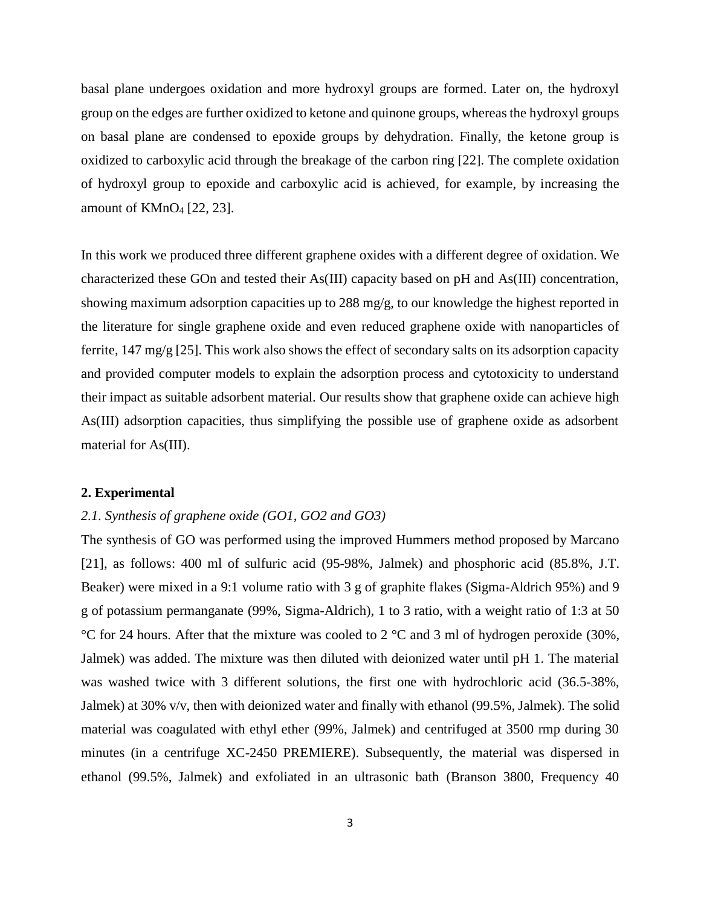basal plane undergoes oxidation and more hydroxyl groups are formed. Later on, the hydroxyl group on the edges are further oxidized to ketone and quinone groups, whereas the hydroxyl groups on basal plane are condensed to epoxide groups by dehydration. Finally, the ketone group is oxidized to carboxylic acid through the breakage of the carbon ring [22]. The complete oxidation of hydroxyl group to epoxide and carboxylic acid is achieved, for example, by increasing the amount of $KMnO_4$ [22, 23].

In this work we produced three different graphene oxides with a different degree of oxidation. We characterized these GOn and tested their As(III) capacity based on pH and As(III) concentration, showing maximum adsorption capacities up to 288 mg/g, to our knowledge the highest reported in the literature for single graphene oxide and even reduced graphene oxide with nanoparticles of ferrite, 147 mg/g [25]. This work also shows the effect of secondary salts on its adsorption capacity and provided computer models to explain the adsorption process and cytotoxicity to understand their impact as suitable adsorbent material. Our results show that graphene oxide can achieve high As(III) adsorption capacities, thus simplifying the possible use of graphene oxide as adsorbent material for As(III).

## 2. Experimental

### *2.1. Synthesis of graphene oxide (GO1, GO2 and GO3)*

The synthesis of GO was performed using the improved Hummers method proposed by Marcano [21], as follows: 400 ml of sulfuric acid (95-98%, Jalmek) and phosphoric acid (85.8%, J.T. Beaker) were mixed in a 9:1 volume ratio with 3 g of graphite flakes (Sigma-Aldrich 95%) and 9 g of potassium permanganate (99%, Sigma-Aldrich), 1 to 3 ratio, with a weight ratio of 1:3 at 50 °C for 24 hours. After that the mixture was cooled to 2 °C and 3 ml of hydrogen peroxide (30%, Jalmek) was added. The mixture was then diluted with deionized water until pH 1. The material was washed twice with 3 different solutions, the first one with hydrochloric acid (36.5-38%, Jalmek) at 30% v/v, then with deionized water and finally with ethanol (99.5%, Jalmek). The solid material was coagulated with ethyl ether (99%, Jalmek) and centrifuged at 3500 rmp during 30 minutes (in a centrifuge XC-2450 PREMIERE). Subsequently, the material was dispersed in ethanol (99.5%, Jalmek) and exfoliated in an ultrasonic bath (Branson 3800, Frequency 40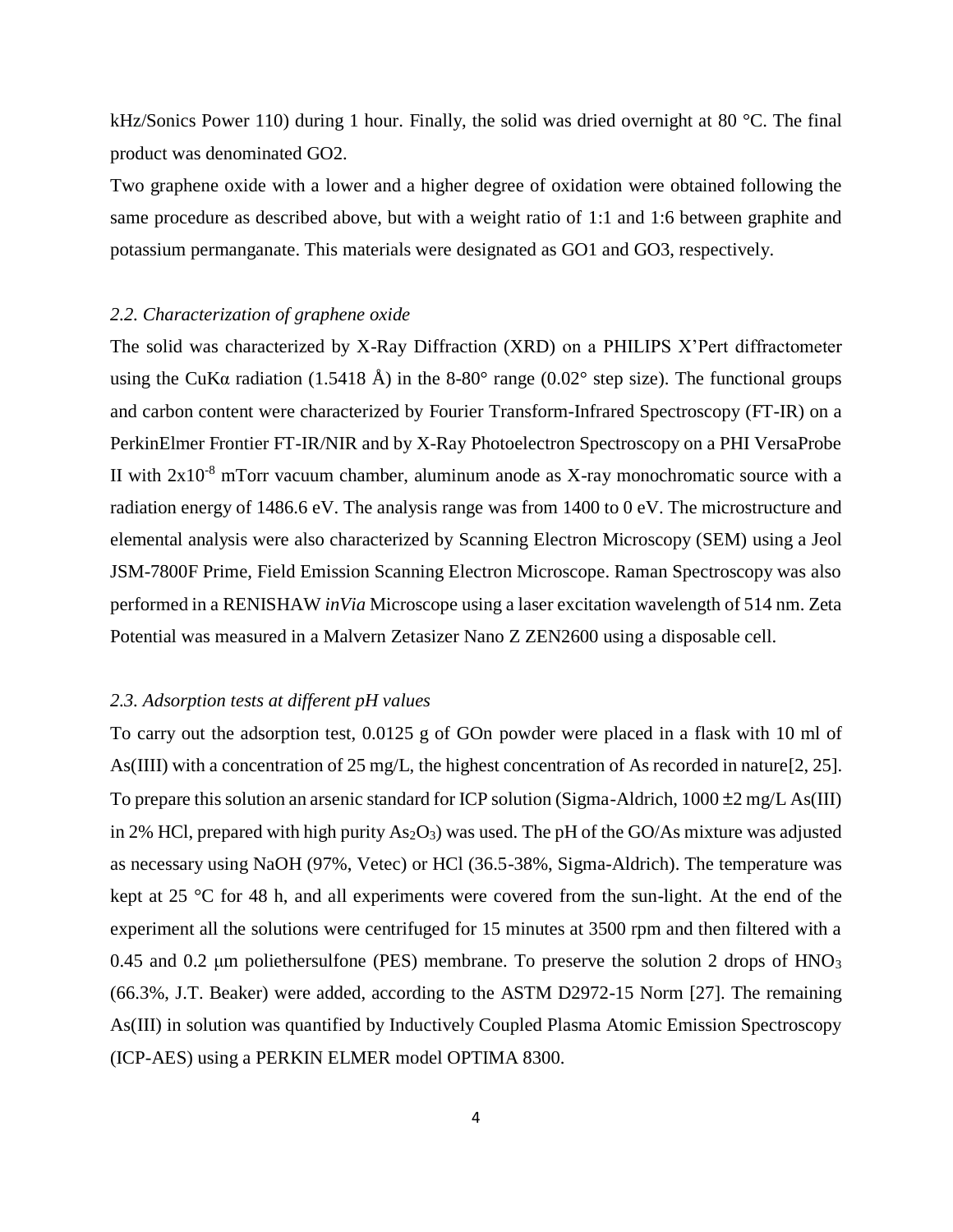kHz/Sonics Power 110) during 1 hour. Finally, the solid was dried overnight at 80 °C. The final product was denominated GO2.

Two graphene oxide with a lower and a higher degree of oxidation were obtained following the same procedure as described above, but with a weight ratio of 1:1 and 1:6 between graphite and potassium permanganate. This materials were designated as GO1 and GO3, respectively.

### *2.2. Characterization of graphene oxide*

The solid was characterized by X-Ray Diffraction (XRD) on a PHILIPS X'Pert diffractometer using the CuKα radiation (1.5418 Å) in the 8-80° range (0.02° step size). The functional groups and carbon content were characterized by Fourier Transform-Infrared Spectroscopy (FT-IR) on a PerkinElmer Frontier FT-IR/NIR and by X-Ray Photoelectron Spectroscopy on a PHI VersaProbe II with $2x10^{-8}$ mTorr vacuum chamber, aluminum anode as X-ray monochromatic source with a radiation energy of 1486.6 eV. The analysis range was from 1400 to 0 eV. The microstructure and elemental analysis were also characterized by Scanning Electron Microscopy (SEM) using a Jeol JSM-7800F Prime, Field Emission Scanning Electron Microscope. Raman Spectroscopy was also performed in a RENISHAW *inVia* Microscope using a laser excitation wavelength of 514 nm. Zeta Potential was measured in a Malvern Zetasizer Nano Z ZEN2600 using a disposable cell.

### *2.3. Adsorption tests at different pH values*

To carry out the adsorption test, 0.0125 g of GOn powder were placed in a flask with 10 ml of As(IIII) with a concentration of 25 mg/L, the highest concentration of As recorded in nature[2, 25]. To prepare this solution an arsenic standard for ICP solution (Sigma-Aldrich, 1000 ±2 mg/L As(III) in 2% HCl, prepared with high purity $As_2O_3$) was used. The pH of the GO/As mixture was adjusted as necessary using NaOH (97%, Vetec) or HCl (36.5-38%, Sigma-Aldrich). The temperature was kept at 25 °C for 48 h, and all experiments were covered from the sun-light. At the end of the experiment all the solutions were centrifuged for 15 minutes at 3500 rpm and then filtered with a 0.45 and 0.2 μm poliethersulfone (PES) membrane. To preserve the solution 2 drops of $HNO_3$ (66.3%, J.T. Beaker) were added, according to the ASTM D2972-15 Norm [27]. The remaining As(III) in solution was quantified by Inductively Coupled Plasma Atomic Emission Spectroscopy (ICP-AES) using a PERKIN ELMER model OPTIMA 8300.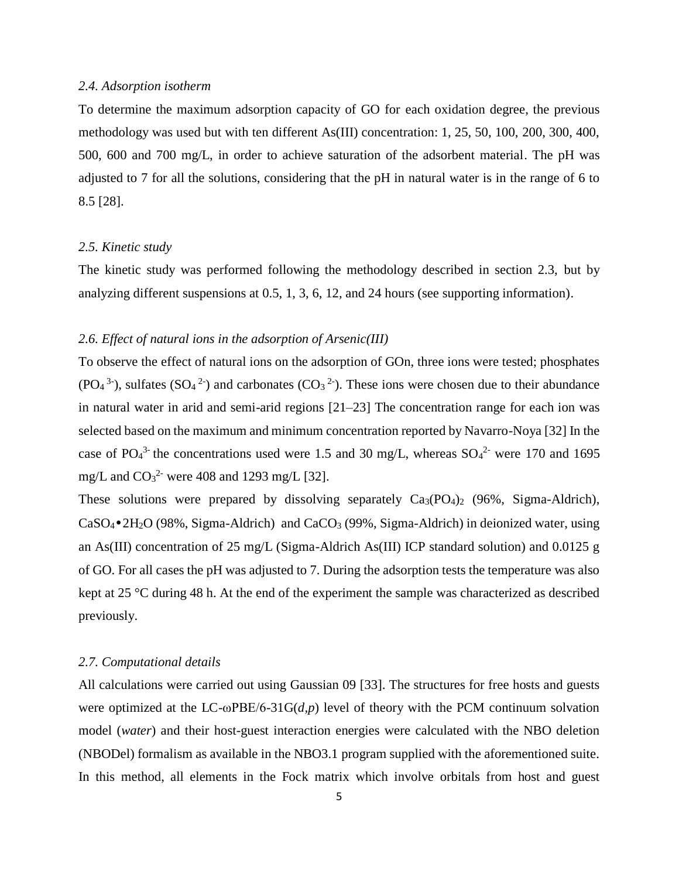*2.4. Adsorption isotherm*

To determine the maximum adsorption capacity of GO for each oxidation degree, the previous methodology was used but with ten different As(III) concentration: 1, 25, 50, 100, 200, 300, 400, 500, 600 and 700 mg/L, in order to achieve saturation of the adsorbent material. The pH was adjusted to 7 for all the solutions, considering that the pH in natural water is in the range of 6 to 8.5 [28].

*2.5. Kinetic study*

The kinetic study was performed following the methodology described in section 2.3, but by analyzing different suspensions at 0.5, 1, 3, 6, 12, and 24 hours (see supporting information).

*2.6. Effect of natural ions in the adsorption of Arsenic(III)*

To observe the effect of natural ions on the adsorption of GOn, three ions were tested; phosphates ($PO_4^{3-}$), sulfates ($SO_4^{2-}$) and carbonates ($CO_3^{2-}$). These ions were chosen due to their abundance in natural water in arid and semi-arid regions [21–23] The concentration range for each ion was selected based on the maximum and minimum concentration reported by Navarro-Noya [32] In the case of $PO_4^{3-}$ the concentrations used were 1.5 and 30 mg/L, whereas $SO_4^{2-}$ were 170 and 1695 mg/L and $CO_3^{2-}$ were 408 and 1293 mg/L [32].

These solutions were prepared by dissolving separately $Ca_3(PO_4)_2$ (96%, Sigma-Aldrich), $CaSO_4 \bullet 2H_2O$ (98%, Sigma-Aldrich) and $CaCO_3$ (99%, Sigma-Aldrich) in deionized water, using an As(III) concentration of 25 mg/L (Sigma-Aldrich As(III) ICP standard solution) and 0.0125 g of GO. For all cases the pH was adjusted to 7. During the adsorption tests the temperature was also kept at 25 °C during 48 h. At the end of the experiment the sample was characterized as described previously.

*2.7. Computational details*

All calculations were carried out using Gaussian 09 [33]. The structures for free hosts and guests were optimized at the LC-ωPBE/6-31G(*d*,*p*) level of theory with the PCM continuum solvation model (*water*) and their host-guest interaction energies were calculated with the NBO deletion (NBODel) formalism as available in the NBO3.1 program supplied with the aforementioned suite. In this method, all elements in the Fock matrix which involve orbitals from host and guest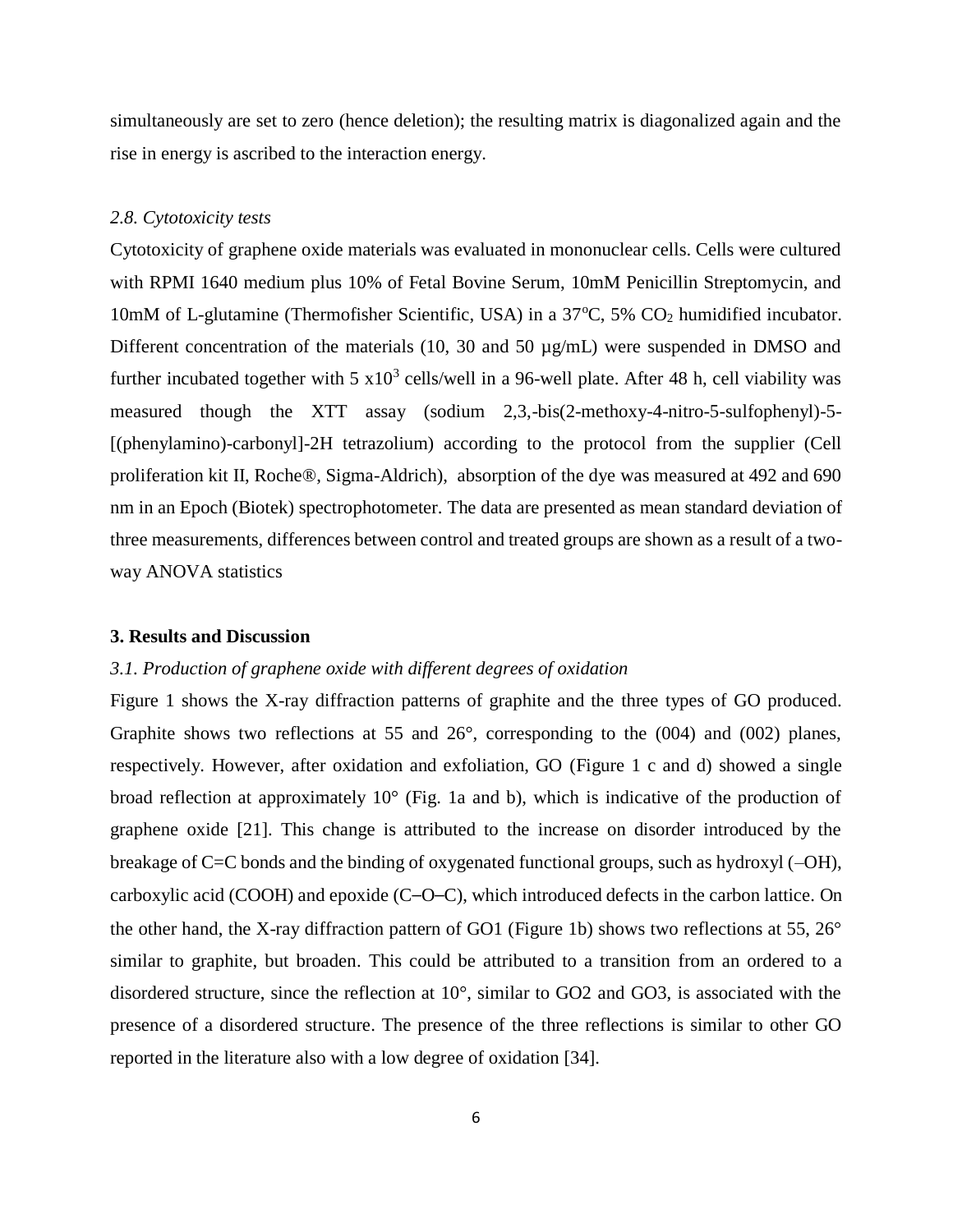simultaneously are set to zero (hence deletion); the resulting matrix is diagonalized again and the rise in energy is ascribed to the interaction energy.

### *2.8. Cytotoxicity tests*

Cytotoxicity of graphene oxide materials was evaluated in mononuclear cells. Cells were cultured with RPMI 1640 medium plus 10% of Fetal Bovine Serum, 10mM Penicillin Streptomycin, and 10mM of L-glutamine (Thermofisher Scientific, USA) in a 37ºC, 5% $CO_2$ humidified incubator. Different concentration of the materials (10, 30 and 50 µg/mL) were suspended in DMSO and further incubated together with 5 x$10^3$ cells/well in a 96-well plate. After 48 h, cell viability was measured though the XTT assay (sodium 2,3,-bis(2-methoxy-4-nitro-5-sulfophenyl)-5-[(phenylamino)-carbonyl]-2H tetrazolium) according to the protocol from the supplier (Cell proliferation kit II, Roche®, Sigma-Aldrich), absorption of the dye was measured at 492 and 690 nm in an Epoch (Biotek) spectrophotometer. The data are presented as mean standard deviation of three measurements, differences between control and treated groups are shown as a result of a two-way ANOVA statistics

## 3. Results and Discussion

### *3.1. Production of graphene oxide with different degrees of oxidation*

Figure 1 shows the X-ray diffraction patterns of graphite and the three types of GO produced. Graphite shows two reflections at 55 and 26°, corresponding to the (004) and (002) planes, respectively. However, after oxidation and exfoliation, GO (Figure 1 c and d) showed a single broad reflection at approximately 10° (Fig. 1a and b), which is indicative of the production of graphene oxide [21]. This change is attributed to the increase on disorder introduced by the breakage of C=C bonds and the binding of oxygenated functional groups, such as hydroxyl (–OH), carboxylic acid (COOH) and epoxide (C–O–C), which introduced defects in the carbon lattice. On the other hand, the X-ray diffraction pattern of GO1 (Figure 1b) shows two reflections at 55, 26° similar to graphite, but broaden. This could be attributed to a transition from an ordered to a disordered structure, since the reflection at 10°, similar to GO2 and GO3, is associated with the presence of a disordered structure. The presence of the three reflections is similar to other GO reported in the literature also with a low degree of oxidation [34].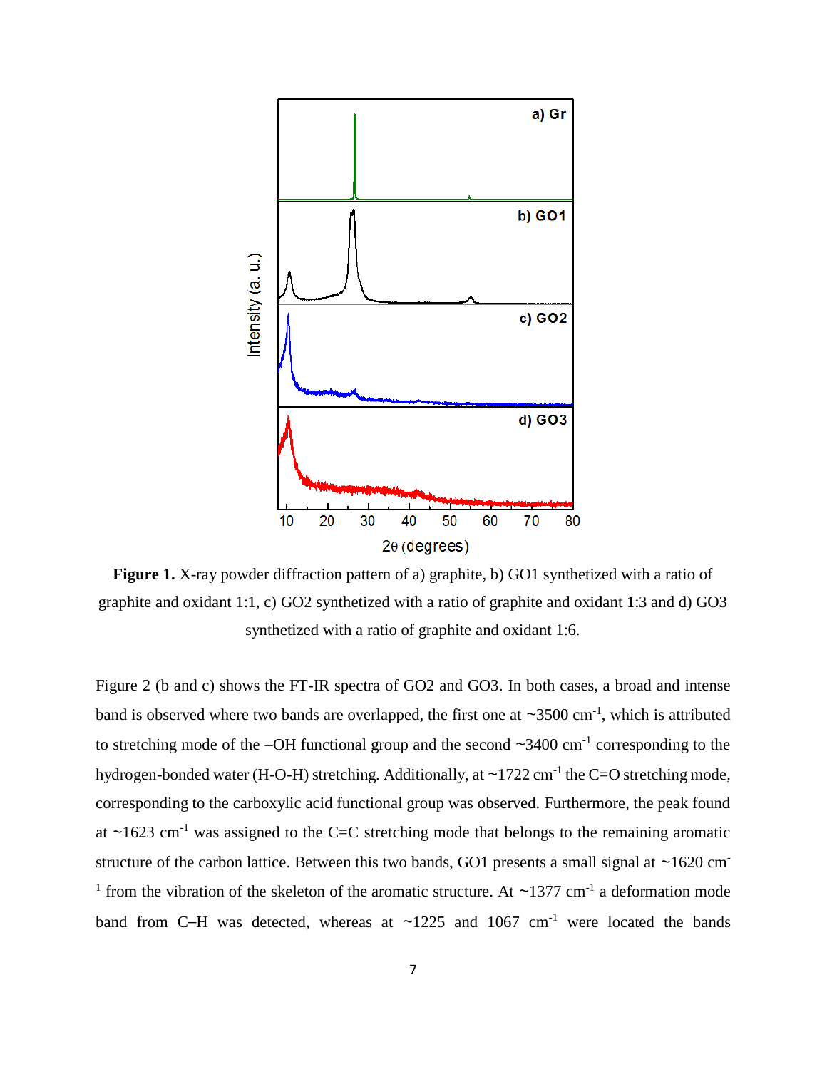**Figure 1.** X-ray powder diffraction pattern of a) graphite, b) GO1 synthetized with a ratio of graphite and oxidant 1:1, c) GO2 synthetized with a ratio of graphite and oxidant 1:3 and d) GO3 synthetized with a ratio of graphite and oxidant 1:6.

Figure 2 (b and c) shows the FT-IR spectra of GO2 and GO3. In both cases, a broad and intense band is observed where two bands are overlapped, the first one at ~3500 cm$^{-1}$, which is attributed to stretching mode of the –OH functional group and the second ~3400 cm$^{-1}$ corresponding to the hydrogen-bonded water (H-O-H) stretching. Additionally, at ~1722 cm$^{-1}$ the C=O stretching mode, corresponding to the carboxylic acid functional group was observed. Furthermore, the peak found at ~1623 cm$^{-1}$ was assigned to the C=C stretching mode that belongs to the remaining aromatic structure of the carbon lattice. Between this two bands, GO1 presents a small signal at ~1620 cm$^{-1}$ from the vibration of the skeleton of the aromatic structure. At ~1377 cm$^{-1}$ a deformation mode band from C–H was detected, whereas at ~1225 and 1067 cm$^{-1}$ were located the bands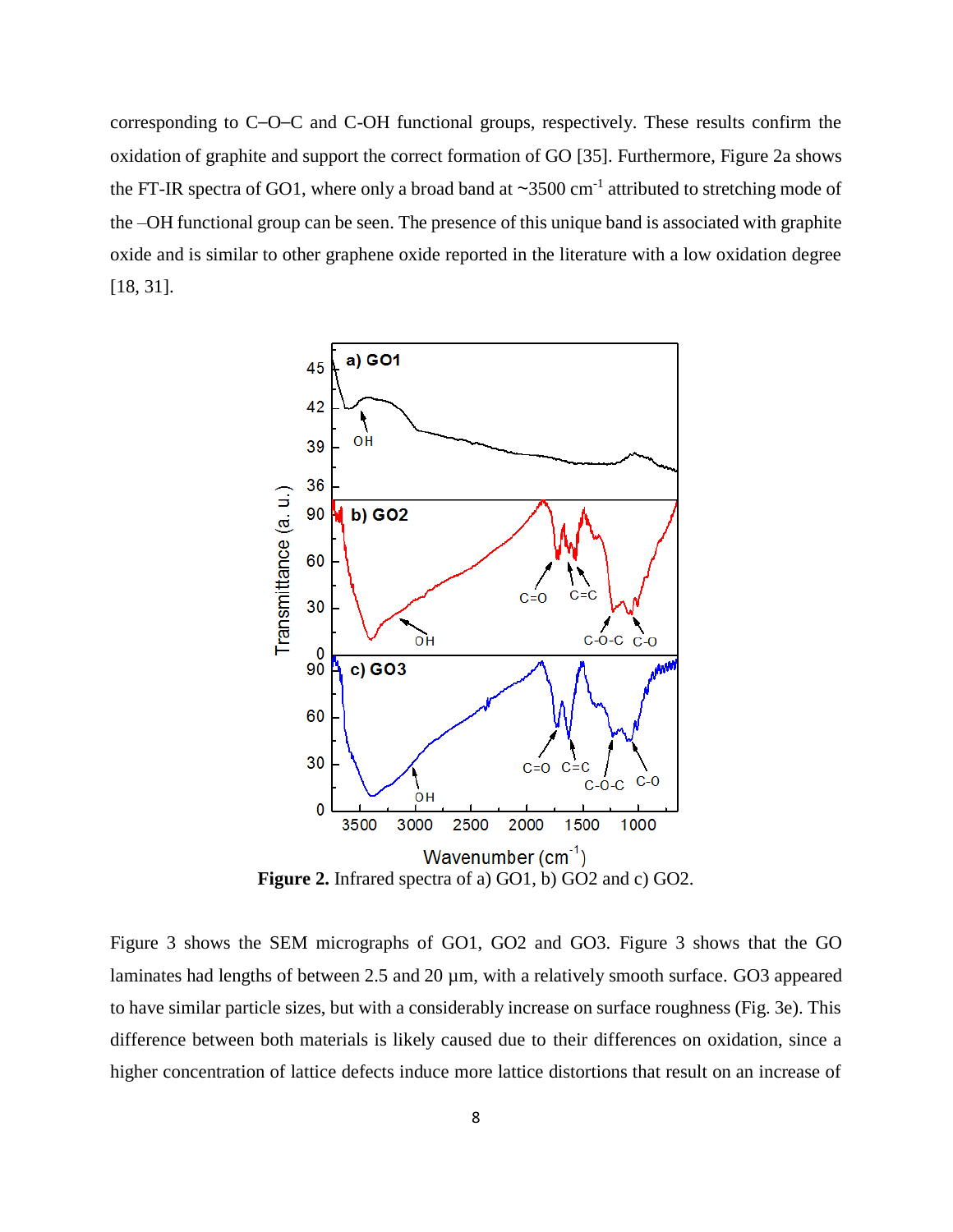corresponding to C–O–C and C-OH functional groups, respectively. These results confirm the oxidation of graphite and support the correct formation of GO [35]. Furthermore, Figure 2a shows the FT-IR spectra of GO1, where only a broad band at ~3500 cm$^{-1}$ attributed to stretching mode of the –OH functional group can be seen. The presence of this unique band is associated with graphite oxide and is similar to other graphene oxide reported in the literature with a low oxidation degree [18, 31].

**Figure 2.** Infrared spectra of a) GO1, b) GO2 and c) GO2.

Figure 3 shows the SEM micrographs of GO1, GO2 and GO3. Figure 3 shows that the GO laminates had lengths of between 2.5 and 20 µm, with a relatively smooth surface. GO3 appeared to have similar particle sizes, but with a considerably increase on surface roughness (Fig. 3e). This difference between both materials is likely caused due to their differences on oxidation, since a higher concentration of lattice defects induce more lattice distortions that result on an increase of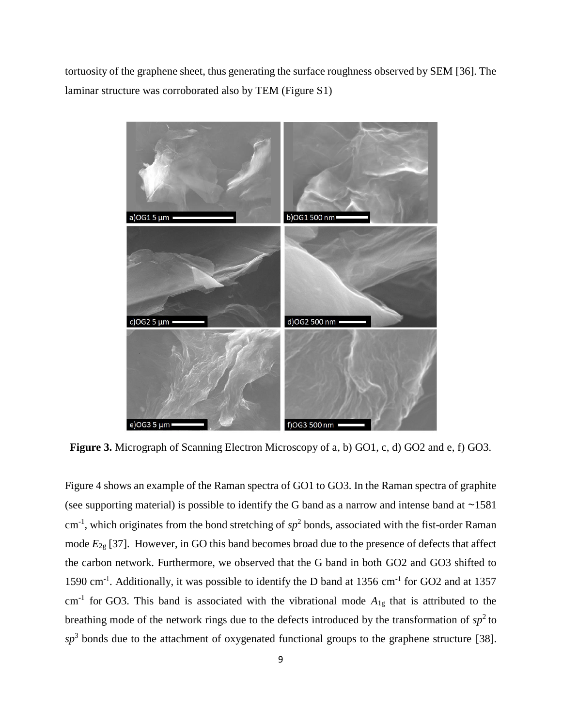tortuosity of the graphene sheet, thus generating the surface roughness observed by SEM [36]. The laminar structure was corroborated also by TEM (Figure S1)

**Figure 3.** Micrograph of Scanning Electron Microscopy of a, b) GO1, c, d) GO2 and e, f) GO3.

Figure 4 shows an example of the Raman spectra of GO1 to GO3. In the Raman spectra of graphite (see supporting material) is possible to identify the G band as a narrow and intense band at ~1581 $cm^{-1}$, which originates from the bond stretching of $sp^2$ bonds, associated with the fist-order Raman mode $E_{2g}$ [37]. However, in GO this band becomes broad due to the presence of defects that affect the carbon network. Furthermore, we observed that the G band in both GO2 and GO3 shifted to 1590 $cm^{-1}$. Additionally, it was possible to identify the D band at 1356 $cm^{-1}$ for GO2 and at 1357 $cm^{-1}$ for GO3. This band is associated with the vibrational mode $A_{1g}$ that is attributed to the breathing mode of the network rings due to the defects introduced by the transformation of $sp^2$ to $sp^3$ bonds due to the attachment of oxygenated functional groups to the graphene structure [38].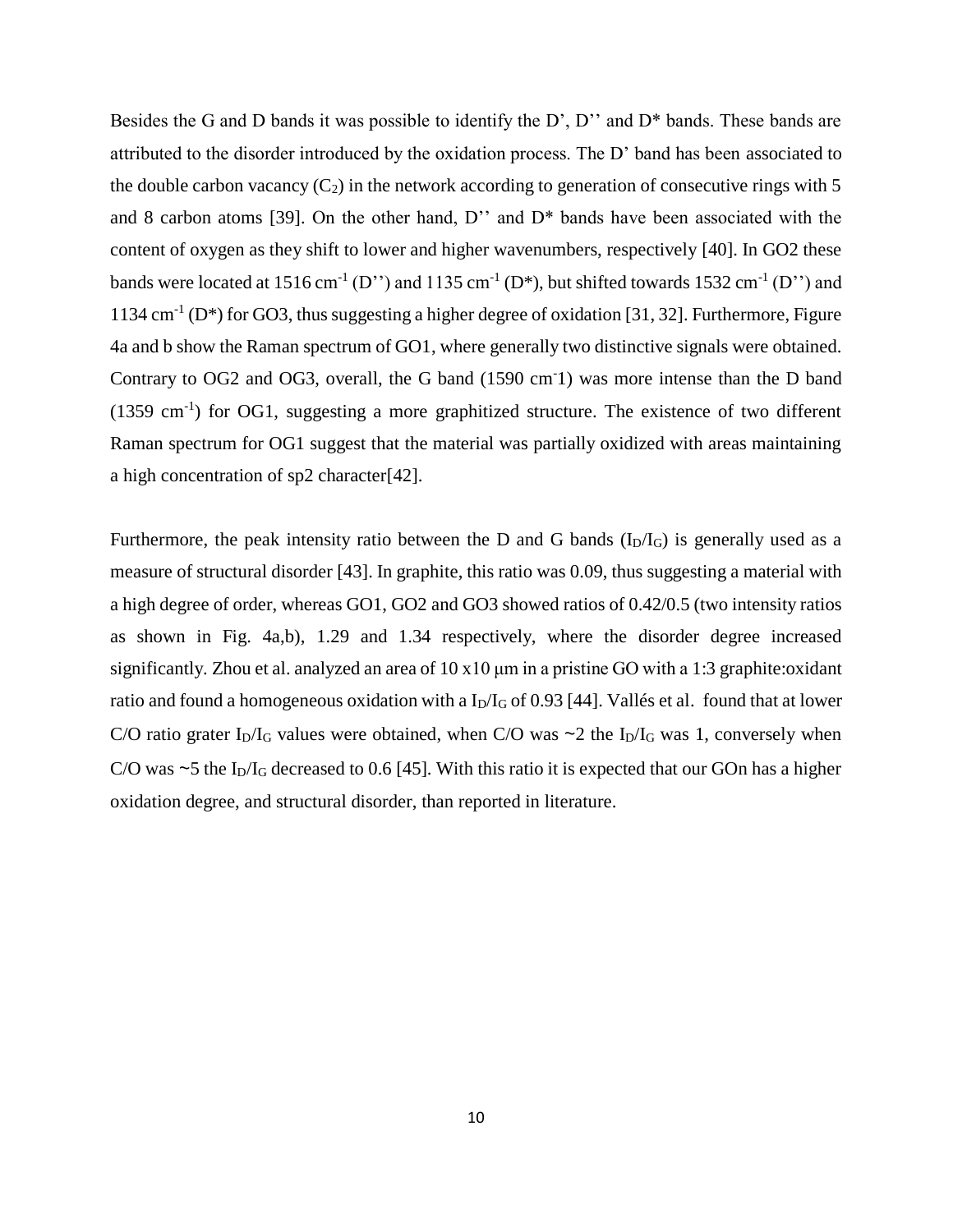Besides the G and D bands it was possible to identify the D', D'' and D* bands. These bands are attributed to the disorder introduced by the oxidation process. The D' band has been associated to the double carbon vacancy ($C_2$) in the network according to generation of consecutive rings with 5 and 8 carbon atoms [39]. On the other hand, D'' and D* bands have been associated with the content of oxygen as they shift to lower and higher wavenumbers, respectively [40]. In GO2 these bands were located at 1516 $cm^{-1}$ (D'') and 1135 $cm^{-1}$ (D*), but shifted towards 1532 $cm^{-1}$ (D'') and 1134 $cm^{-1}$ (D*) for GO3, thus suggesting a higher degree of oxidation [31, 32]. Furthermore, Figure 4a and b show the Raman spectrum of GO1, where generally two distinctive signals were obtained. Contrary to OG2 and OG3, overall, the G band (1590 $cm^{-}$1) was more intense than the D band (1359 $cm^{-1}$) for OG1, suggesting a more graphitized structure. The existence of two different Raman spectrum for OG1 suggest that the material was partially oxidized with areas maintaining a high concentration of sp2 character[42].

Furthermore, the peak intensity ratio between the D and G bands ($I_D/I_G$) is generally used as a measure of structural disorder [43]. In graphite, this ratio was 0.09, thus suggesting a material with a high degree of order, whereas GO1, GO2 and GO3 showed ratios of 0.42/0.5 (two intensity ratios as shown in Fig. 4a,b), 1.29 and 1.34 respectively, where the disorder degree increased significantly. Zhou et al. analyzed an area of 10 x10 μm in a pristine GO with a 1:3 graphite:oxidant ratio and found a homogeneous oxidation with a $I_D/I_G$ of 0.93 [44]. Vallés et al. found that at lower C/O ratio grater $I_D/I_G$ values were obtained, when C/O was ~2 the $I_D/I_G$ was 1, conversely when C/O was ~5 the $I_D/I_G$ decreased to 0.6 [45]. With this ratio it is expected that our GOn has a higher oxidation degree, and structural disorder, than reported in literature.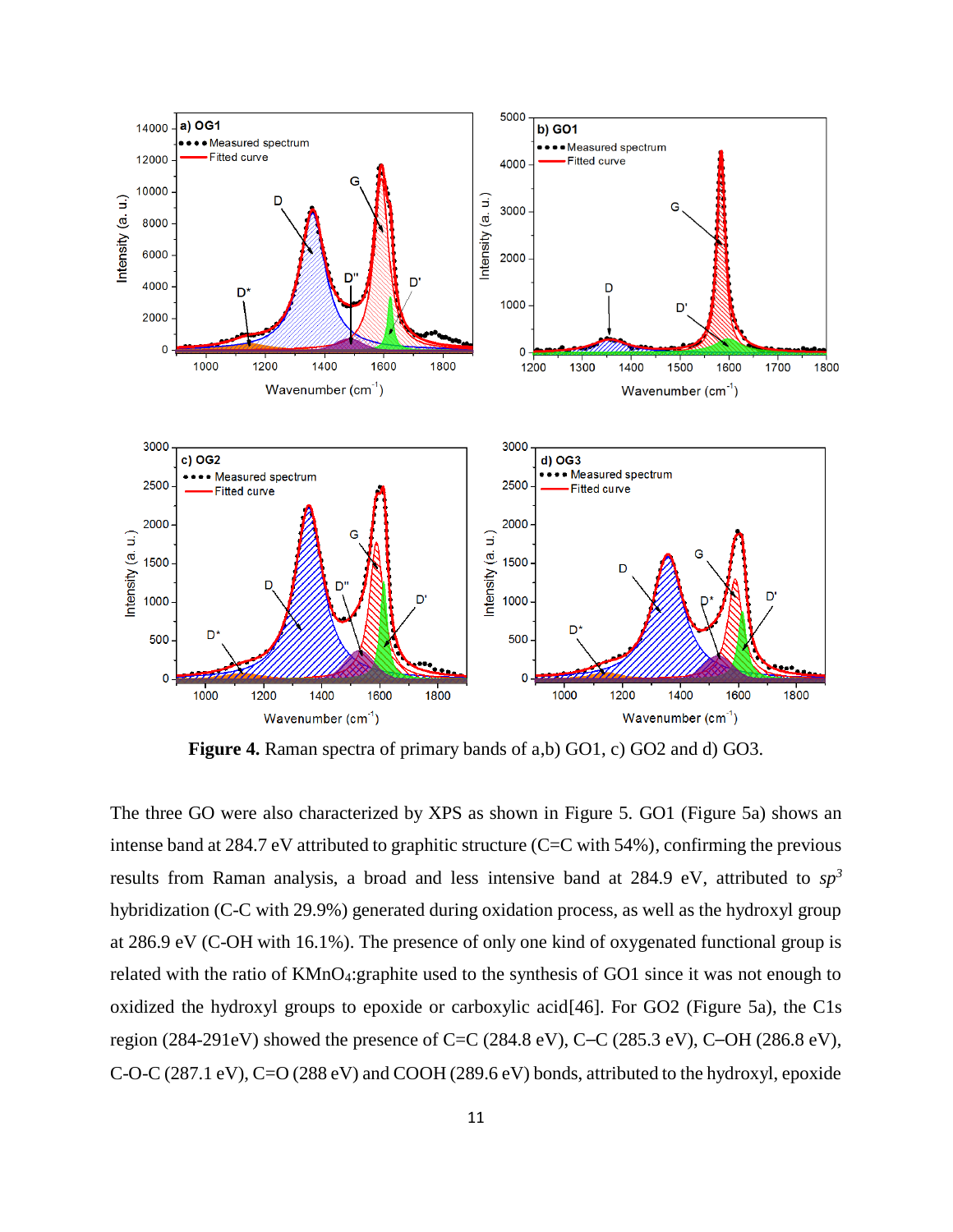**Figure 4.** Raman spectra of primary bands of a,b) GO1, c) GO2 and d) GO3.

The three GO were also characterized by XPS as shown in Figure 5. GO1 (Figure 5a) shows an intense band at 284.7 eV attributed to graphitic structure (C=C with 54%), confirming the previous results from Raman analysis, a broad and less intensive band at 284.9 eV, attributed to *sp*$^3$ hybridization (C-C with 29.9%) generated during oxidation process, as well as the hydroxyl group at 286.9 eV (C-OH with 16.1%). The presence of only one kind of oxygenated functional group is related with the ratio of $KMnO_4$:graphite used to the synthesis of GO1 since it was not enough to oxidized the hydroxyl groups to epoxide or carboxylic acid[46]. For GO2 (Figure 5a), the C1s region (284-291eV) showed the presence of C=C (284.8 eV), C–C (285.3 eV), C–OH (286.8 eV), C-O-C (287.1 eV), C=O (288 eV) and COOH (289.6 eV) bonds, attributed to the hydroxyl, epoxide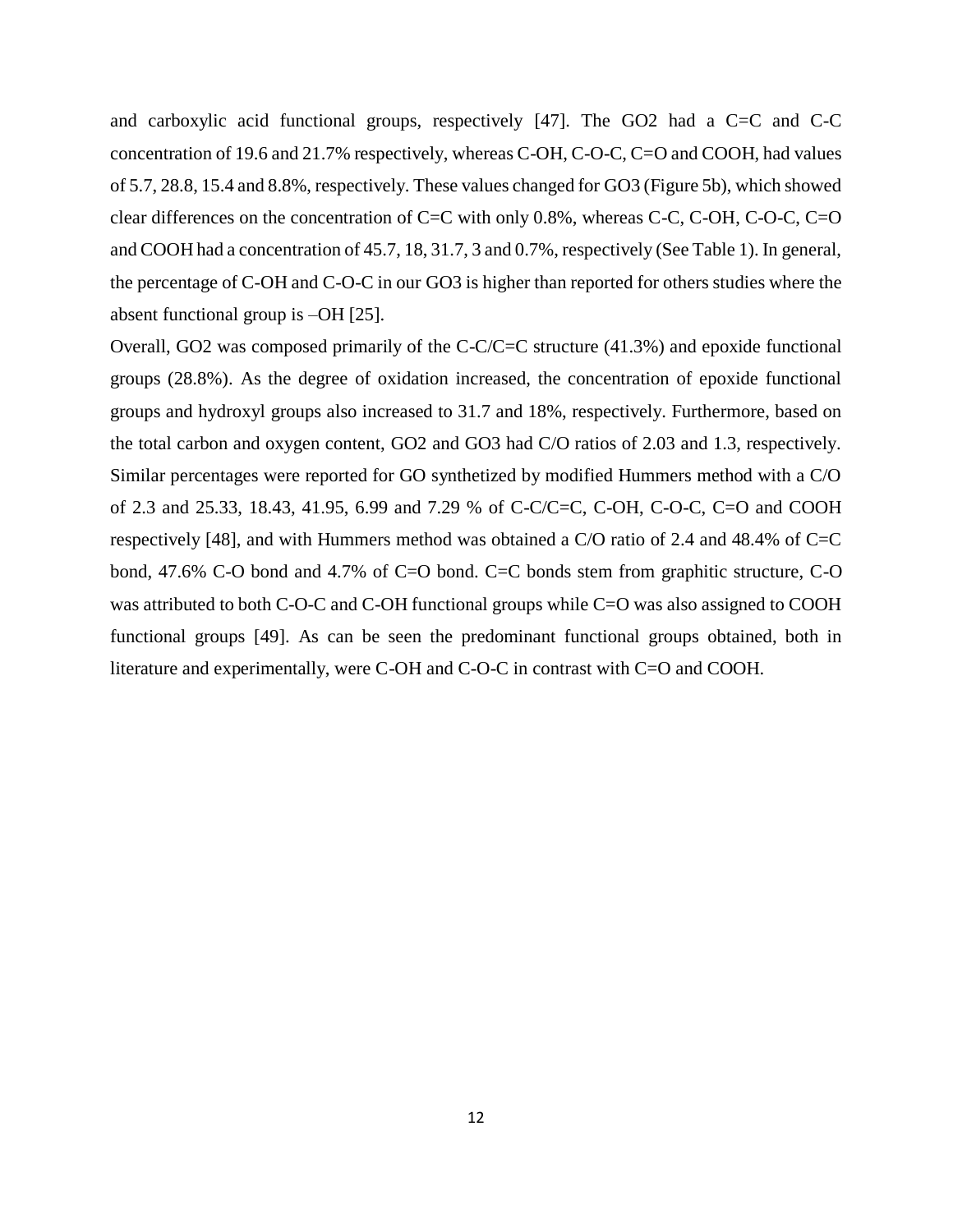and carboxylic acid functional groups, respectively [47]. The GO2 had a C=C and C-C concentration of 19.6 and 21.7% respectively, whereas C-OH, C-O-C, C=O and COOH, had values of 5.7, 28.8, 15.4 and 8.8%, respectively. These values changed for GO3 (Figure 5b), which showed clear differences on the concentration of C=C with only 0.8%, whereas C-C, C-OH, C-O-C, C=O and COOH had a concentration of 45.7, 18, 31.7, 3 and 0.7%, respectively (See Table 1). In general, the percentage of C-OH and C-O-C in our GO3 is higher than reported for others studies where the absent functional group is –OH [25].

Overall, GO2 was composed primarily of the C-C/C=C structure (41.3%) and epoxide functional groups (28.8%). As the degree of oxidation increased, the concentration of epoxide functional groups and hydroxyl groups also increased to 31.7 and 18%, respectively. Furthermore, based on the total carbon and oxygen content, GO2 and GO3 had C/O ratios of 2.03 and 1.3, respectively. Similar percentages were reported for GO synthetized by modified Hummers method with a C/O of 2.3 and 25.33, 18.43, 41.95, 6.99 and 7.29 % of C-C/C=C, C-OH, C-O-C, C=O and COOH respectively [48], and with Hummers method was obtained a C/O ratio of 2.4 and 48.4% of C=C bond, 47.6% C-O bond and 4.7% of C=O bond. C=C bonds stem from graphitic structure, C-O was attributed to both C-O-C and C-OH functional groups while C=O was also assigned to COOH functional groups [49]. As can be seen the predominant functional groups obtained, both in literature and experimentally, were C-OH and C-O-C in contrast with C=O and COOH.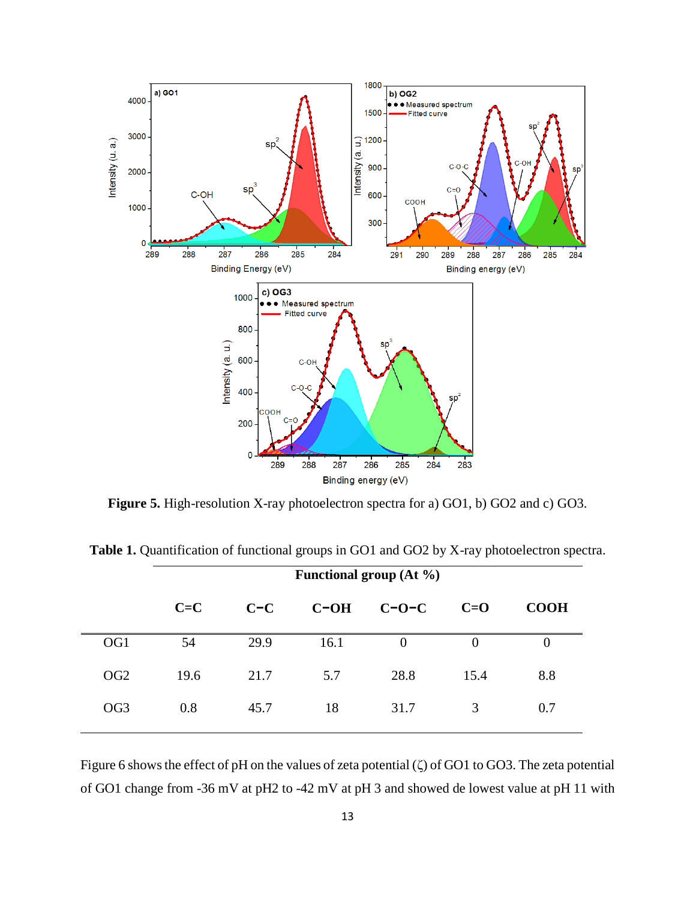**Figure 5.** High-resolution X-ray photoelectron spectra for a) GO1, b) GO2 and c) GO3.

**Table 1.** Quantification of functional groups in GO1 and GO2 by X-ray photoelectron spectra.

| | Functional group (At %) | | | | | |
|---|---|---|---|---|---|---|
| | **C=C** | **C−C** | **C−OH** | **C−O−C** | **C=O** | **COOH** |
| OG1 | 54 | 29.9 | 16.1 | 0 | 0 | 0 |
| OG2 | 19.6 | 21.7 | 5.7 | 28.8 | 15.4 | 8.8 |
| OG3 | 0.8 | 45.7 | 18 | 31.7 | 3 | 0.7 |

Figure 6 shows the effect of pH on the values of zeta potential (ζ) of GO1 to GO3. The zeta potential of GO1 change from -36 mV at pH2 to -42 mV at pH 3 and showed de lowest value at pH 11 with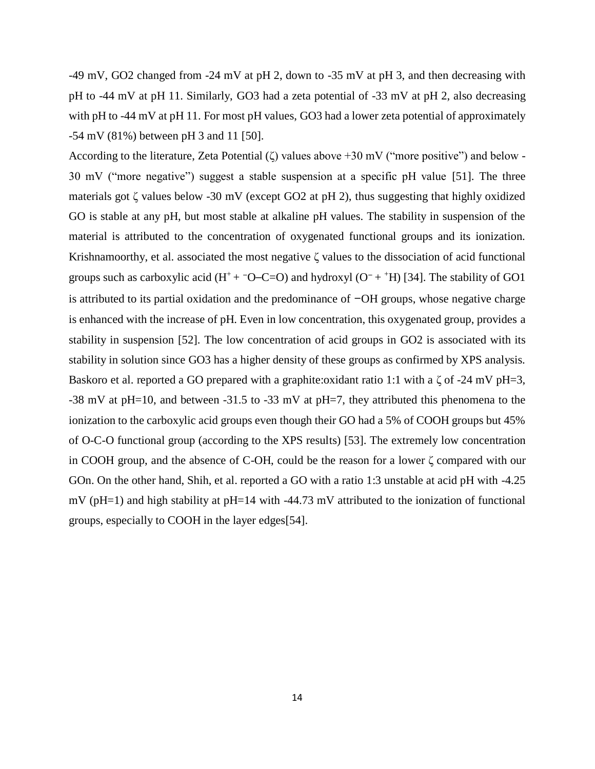-49 mV, GO2 changed from -24 mV at pH 2, down to -35 mV at pH 3, and then decreasing with pH to -44 mV at pH 11. Similarly, GO3 had a zeta potential of -33 mV at pH 2, also decreasing with pH to -44 mV at pH 11. For most pH values, GO3 had a lower zeta potential of approximately -54 mV (81%) between pH 3 and 11 [50].

According to the literature, Zeta Potential (ζ) values above +30 mV ("more positive") and below -30 mV ("more negative") suggest a stable suspension at a specific pH value [51]. The three materials got ζ values below -30 mV (except GO2 at pH 2), thus suggesting that highly oxidized GO is stable at any pH, but most stable at alkaline pH values. The stability in suspension of the material is attributed to the concentration of oxygenated functional groups and its ionization. Krishnamoorthy, et al. associated the most negative ζ values to the dissociation of acid functional groups such as carboxylic acid ($H^+$ + $^-$O–C=O) and hydroxyl ($O^-$ + $^+$H) [34]. The stability of GO1 is attributed to its partial oxidation and the predominance of −OH groups, whose negative charge is enhanced with the increase of pH. Even in low concentration, this oxygenated group, provides a stability in suspension [52]. The low concentration of acid groups in GO2 is associated with its stability in solution since GO3 has a higher density of these groups as confirmed by XPS analysis. Baskoro et al. reported a GO prepared with a graphite:oxidant ratio 1:1 with a ζ of -24 mV pH=3, -38 mV at pH=10, and between -31.5 to -33 mV at pH=7, they attributed this phenomena to the ionization to the carboxylic acid groups even though their GO had a 5% of COOH groups but 45% of O-C-O functional group (according to the XPS results) [53]. The extremely low concentration in COOH group, and the absence of C-OH, could be the reason for a lower ζ compared with our GOn. On the other hand, Shih, et al. reported a GO with a ratio 1:3 unstable at acid pH with -4.25 mV (pH=1) and high stability at pH=14 with -44.73 mV attributed to the ionization of functional groups, especially to COOH in the layer edges[54].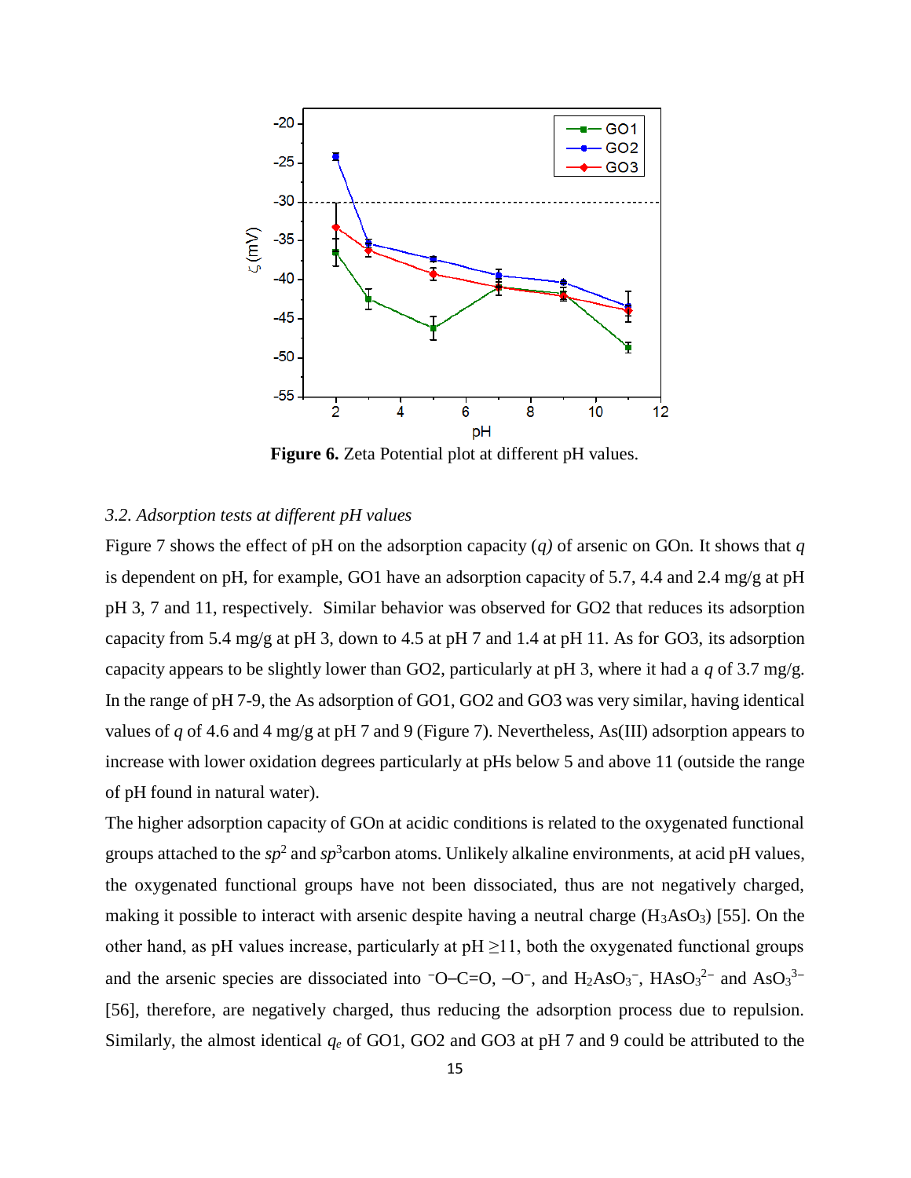**Figure 6.** Zeta Potential plot at different pH values.

### *3.2. Adsorption tests at different pH values*

Figure 7 shows the effect of pH on the adsorption capacity (*q)* of arsenic on GOn. It shows that *q* is dependent on pH, for example, GO1 have an adsorption capacity of 5.7, 4.4 and 2.4 mg/g at pH pH 3, 7 and 11, respectively. Similar behavior was observed for GO2 that reduces its adsorption capacity from 5.4 mg/g at pH 3, down to 4.5 at pH 7 and 1.4 at pH 11. As for GO3, its adsorption capacity appears to be slightly lower than GO2, particularly at pH 3, where it had a *q* of 3.7 mg/g. In the range of pH 7-9, the As adsorption of GO1, GO2 and GO3 was very similar, having identical values of *q* of 4.6 and 4 mg/g at pH 7 and 9 (Figure 7). Nevertheless, As(III) adsorption appears to increase with lower oxidation degrees particularly at pHs below 5 and above 11 (outside the range of pH found in natural water).

The higher adsorption capacity of GOn at acidic conditions is related to the oxygenated functional groups attached to the $sp^2$ and $sp^3$carbon atoms. Unlikely alkaline environments, at acid pH values, the oxygenated functional groups have not been dissociated, thus are not negatively charged, making it possible to interact with arsenic despite having a neutral charge ($H_3AsO_3$) [55]. On the other hand, as pH values increase, particularly at pH ≥11, both the oxygenated functional groups and the arsenic species are dissociated into $^{-}$O–C=O, –O$^{-}$, and $H_2AsO_3^{-}$, $HAsO_3^{2-}$ and $AsO_3^{3-}$ [56], therefore, are negatively charged, thus reducing the adsorption process due to repulsion. Similarly, the almost identical $q_e$ of GO1, GO2 and GO3 at pH 7 and 9 could be attributed to the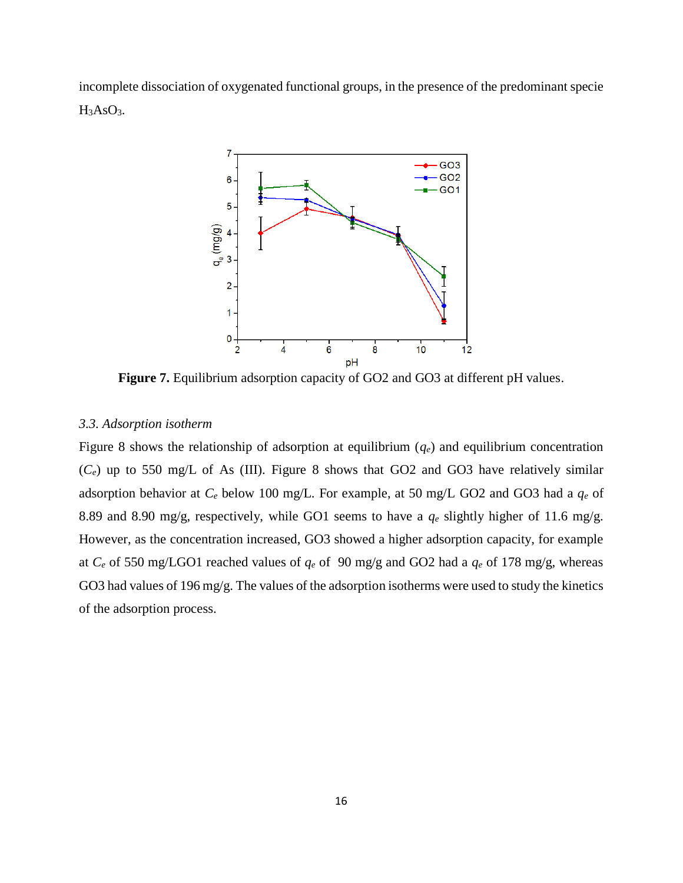incomplete dissociation of oxygenated functional groups, in the presence of the predominant specie $H_3AsO_3$.

**Figure 7.** Equilibrium adsorption capacity of GO2 and GO3 at different pH values.

### *3.3. Adsorption isotherm*

Figure 8 shows the relationship of adsorption at equilibrium ($q_e$) and equilibrium concentration ($C_e$) up to 550 mg/L of As (III). Figure 8 shows that GO2 and GO3 have relatively similar adsorption behavior at $C_e$ below 100 mg/L. For example, at 50 mg/L GO2 and GO3 had a $q_e$ of 8.89 and 8.90 mg/g, respectively, while GO1 seems to have a $q_e$ slightly higher of 11.6 mg/g. However, as the concentration increased, GO3 showed a higher adsorption capacity, for example at $C_e$ of 550 mg/LGO1 reached values of $q_e$ of 90 mg/g and GO2 had a $q_e$ of 178 mg/g, whereas GO3 had values of 196 mg/g. The values of the adsorption isotherms were used to study the kinetics of the adsorption process.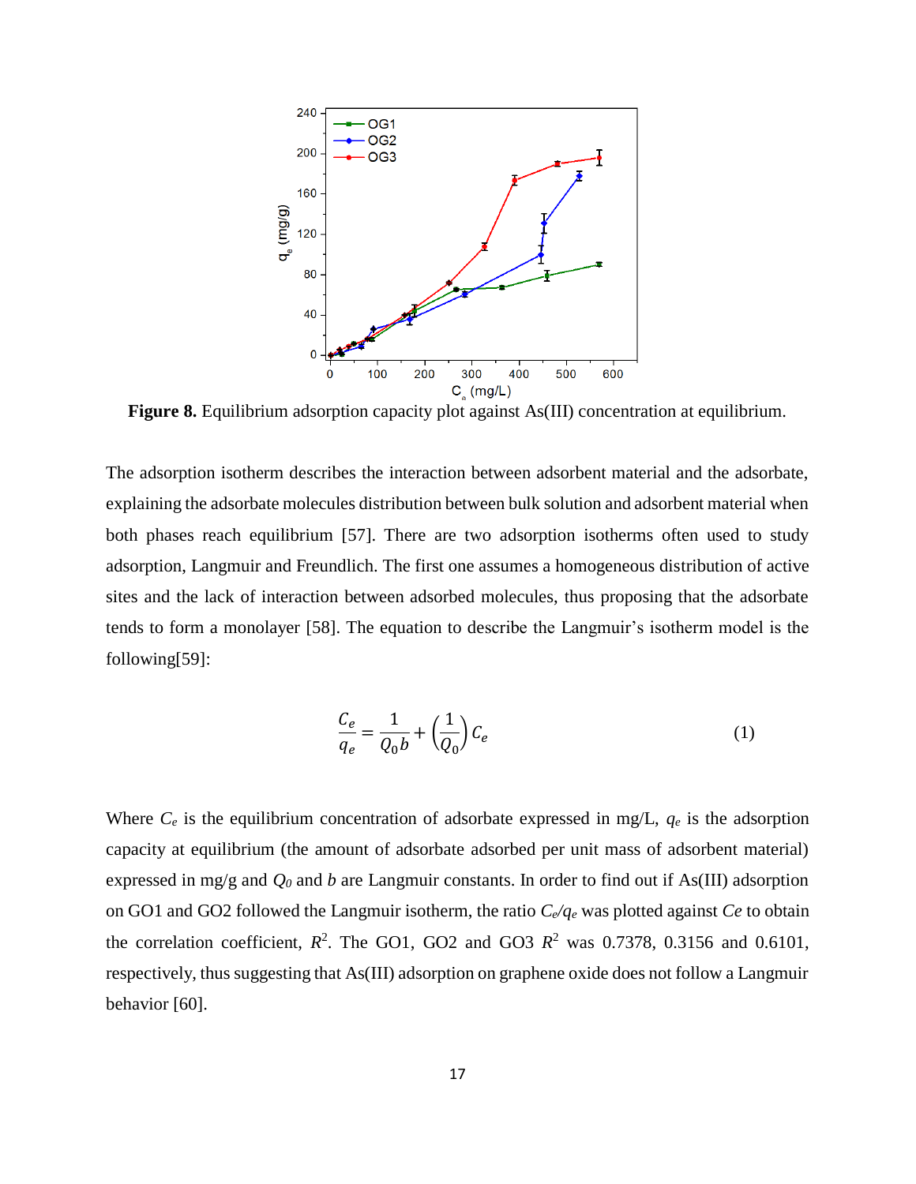**Figure 8.** Equilibrium adsorption capacity plot against As(III) concentration at equilibrium.

The adsorption isotherm describes the interaction between adsorbent material and the adsorbate, explaining the adsorbate molecules distribution between bulk solution and adsorbent material when both phases reach equilibrium [57]. There are two adsorption isotherms often used to study adsorption, Langmuir and Freundlich. The first one assumes a homogeneous distribution of active sites and the lack of interaction between adsorbed molecules, thus proposing that the adsorbate tends to form a monolayer [58]. The equation to describe the Langmuir's isotherm model is the following[59]:

$$\frac{C_e}{q_e} = \frac{1}{Q_0 b} + \left(\frac{1}{Q_0}\right) C_e \tag{1}$$

Where $C_e$ is the equilibrium concentration of adsorbate expressed in mg/L, $q_e$ is the adsorption capacity at equilibrium (the amount of adsorbate adsorbed per unit mass of adsorbent material) expressed in mg/g and $Q_0$ and $b$ are Langmuir constants. In order to find out if As(III) adsorption on GO1 and GO2 followed the Langmuir isotherm, the ratio $C_e/q_e$ was plotted against $Ce$ to obtain the correlation coefficient, $R^2$. The GO1, GO2 and GO3 $R^2$ was 0.7378, 0.3156 and 0.6101, respectively, thus suggesting that As(III) adsorption on graphene oxide does not follow a Langmuir behavior [60].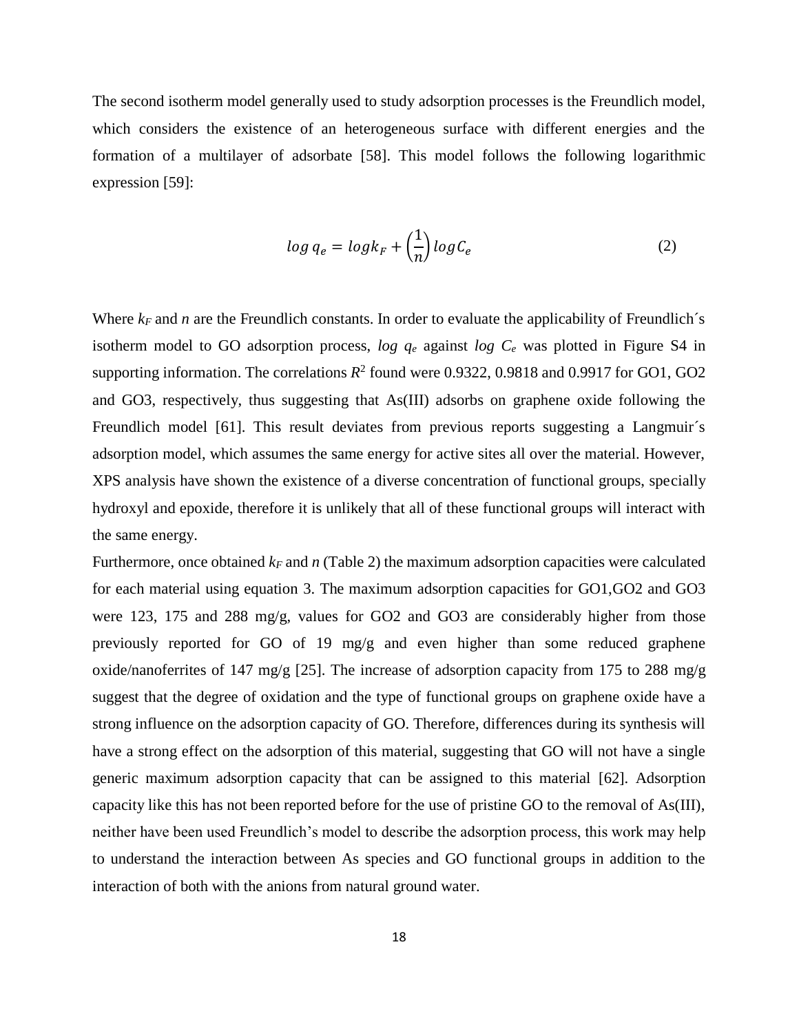The second isotherm model generally used to study adsorption processes is the Freundlich model, which considers the existence of an heterogeneous surface with different energies and the formation of a multilayer of adsorbate [58]. This model follows the following logarithmic expression [59]:

$$log\, q_e = log k_F + \left(\frac{1}{n}\right) log C_e \tag{2}$$

Where $k_F$ and $n$ are the Freundlich constants. In order to evaluate the applicability of Freundlich´s isotherm model to GO adsorption process, $log\ q_e$ against $log\ C_e$ was plotted in Figure S4 in supporting information. The correlations $R^2$ found were 0.9322, 0.9818 and 0.9917 for GO1, GO2 and GO3, respectively, thus suggesting that As(III) adsorbs on graphene oxide following the Freundlich model [61]. This result deviates from previous reports suggesting a Langmuir´s adsorption model, which assumes the same energy for active sites all over the material. However, XPS analysis have shown the existence of a diverse concentration of functional groups, specially hydroxyl and epoxide, therefore it is unlikely that all of these functional groups will interact with the same energy.

Furthermore, once obtained $k_F$ and $n$ (Table 2) the maximum adsorption capacities were calculated for each material using equation 3. The maximum adsorption capacities for GO1,GO2 and GO3 were 123, 175 and 288 mg/g, values for GO2 and GO3 are considerably higher from those previously reported for GO of 19 mg/g and even higher than some reduced graphene oxide/nanoferrites of 147 mg/g [25]. The increase of adsorption capacity from 175 to 288 mg/g suggest that the degree of oxidation and the type of functional groups on graphene oxide have a strong influence on the adsorption capacity of GO. Therefore, differences during its synthesis will have a strong effect on the adsorption of this material, suggesting that GO will not have a single generic maximum adsorption capacity that can be assigned to this material [62]. Adsorption capacity like this has not been reported before for the use of pristine GO to the removal of As(III), neither have been used Freundlich's model to describe the adsorption process, this work may help to understand the interaction between As species and GO functional groups in addition to the interaction of both with the anions from natural ground water.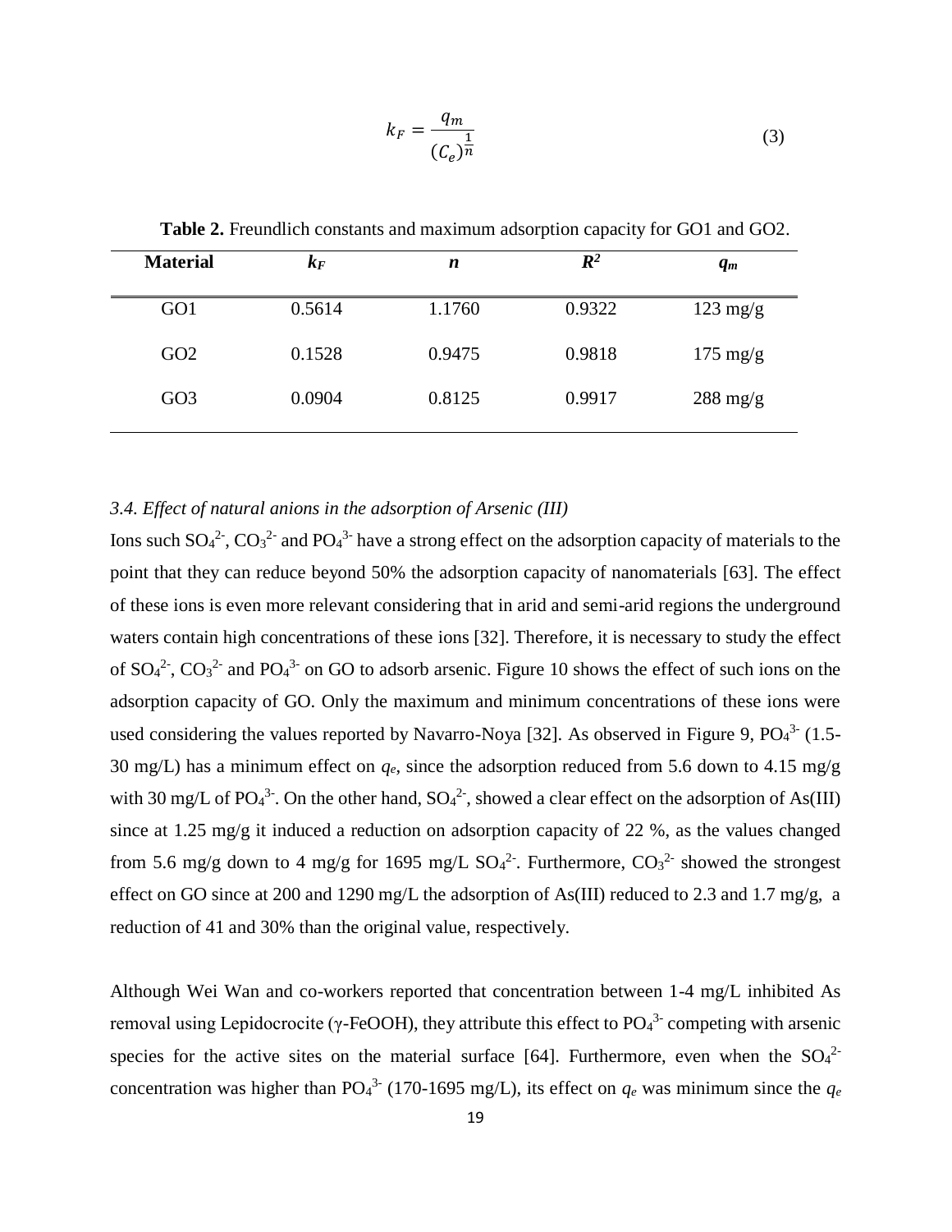$$k_F = \frac{q_m}{(C_e)^{\frac{1}{n}}} \tag{3}$$

**Table 2.** Freundlich constants and maximum adsorption capacity for GO1 and GO2.

| **Material** | $k_F$ | $n$ | $R^2$ | $q_m$ |
|---|---|---|---|---|
| GO1 | 0.5614 | 1.1760 | 0.9322 | 123 mg/g |
| GO2 | 0.1528 | 0.9475 | 0.9818 | 175 mg/g |
| GO3 | 0.0904 | 0.8125 | 0.9917 | 288 mg/g |

### *3.4. Effect of natural anions in the adsorption of Arsenic (III)*

Ions such $SO_4^{2-}$, $CO_3^{2-}$ and $PO_4^{3-}$ have a strong effect on the adsorption capacity of materials to the point that they can reduce beyond 50% the adsorption capacity of nanomaterials [63]. The effect of these ions is even more relevant considering that in arid and semi-arid regions the underground waters contain high concentrations of these ions [32]. Therefore, it is necessary to study the effect of $SO_4^{2-}$, $CO_3^{2-}$ and $PO_4^{3-}$ on GO to adsorb arsenic. Figure 10 shows the effect of such ions on the adsorption capacity of GO. Only the maximum and minimum concentrations of these ions were used considering the values reported by Navarro-Noya [32]. As observed in Figure 9, $PO_4^{3-}$ (1.5-30 mg/L) has a minimum effect on $q_e$, since the adsorption reduced from 5.6 down to 4.15 mg/g with 30 mg/L of $PO_4^{3-}$. On the other hand, $SO_4^{2-}$, showed a clear effect on the adsorption of As(III) since at 1.25 mg/g it induced a reduction on adsorption capacity of 22 %, as the values changed from 5.6 mg/g down to 4 mg/g for 1695 mg/L $SO_4^{2-}$. Furthermore, $CO_3^{2-}$ showed the strongest effect on GO since at 200 and 1290 mg/L the adsorption of As(III) reduced to 2.3 and 1.7 mg/g, a reduction of 41 and 30% than the original value, respectively.

Although Wei Wan and co-workers reported that concentration between 1-4 mg/L inhibited As removal using Lepidocrocite (γ-FeOOH), they attribute this effect to $PO_4^{3-}$ competing with arsenic species for the active sites on the material surface [64]. Furthermore, even when the $SO_4^{2-}$ concentration was higher than $PO_4^{3-}$ (170-1695 mg/L), its effect on $q_e$ was minimum since the $q_e$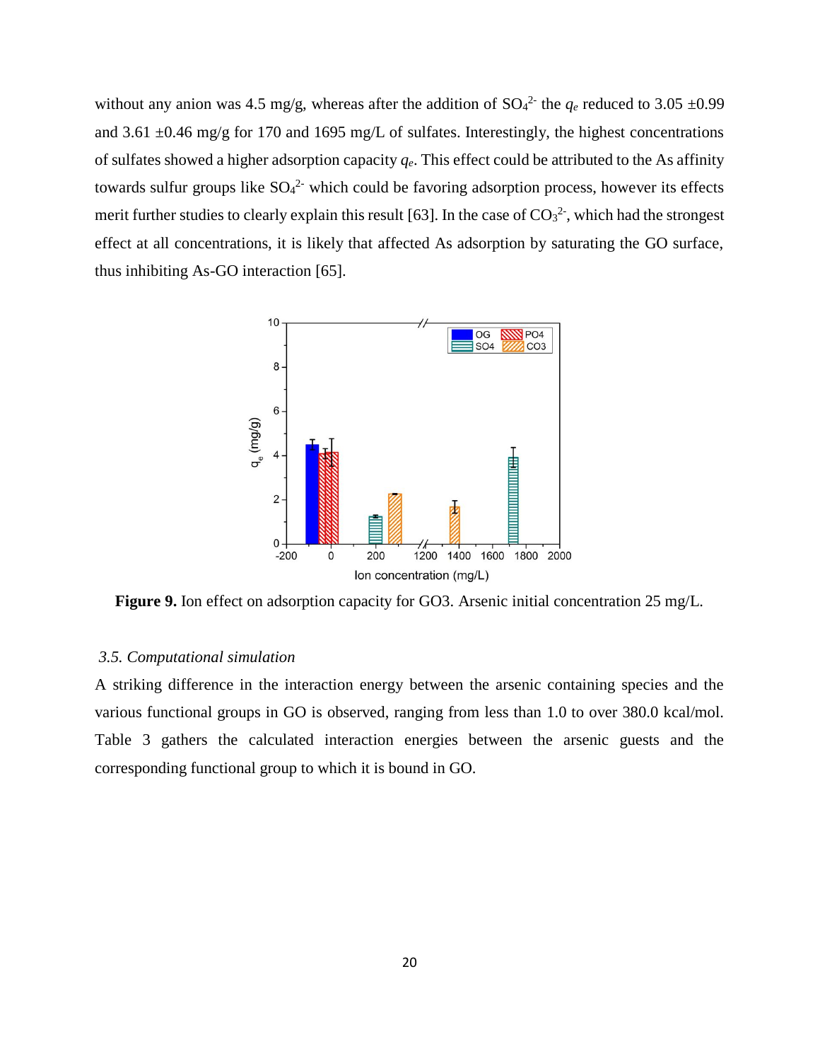without any anion was 4.5 mg/g, whereas after the addition of $SO_4^{2-}$ the $q_e$ reduced to 3.05 ±0.99 and 3.61 ±0.46 mg/g for 170 and 1695 mg/L of sulfates. Interestingly, the highest concentrations of sulfates showed a higher adsorption capacity $q_e$. This effect could be attributed to the As affinity towards sulfur groups like $SO_4^{2-}$ which could be favoring adsorption process, however its effects merit further studies to clearly explain this result [63]. In the case of $CO_3^{2-}$, which had the strongest effect at all concentrations, it is likely that affected As adsorption by saturating the GO surface, thus inhibiting As-GO interaction [65].

**Figure 9.** Ion effect on adsorption capacity for GO3. Arsenic initial concentration 25 mg/L.

### *3.5. Computational simulation*

A striking difference in the interaction energy between the arsenic containing species and the various functional groups in GO is observed, ranging from less than 1.0 to over 380.0 kcal/mol. Table 3 gathers the calculated interaction energies between the arsenic guests and the corresponding functional group to which it is bound in GO.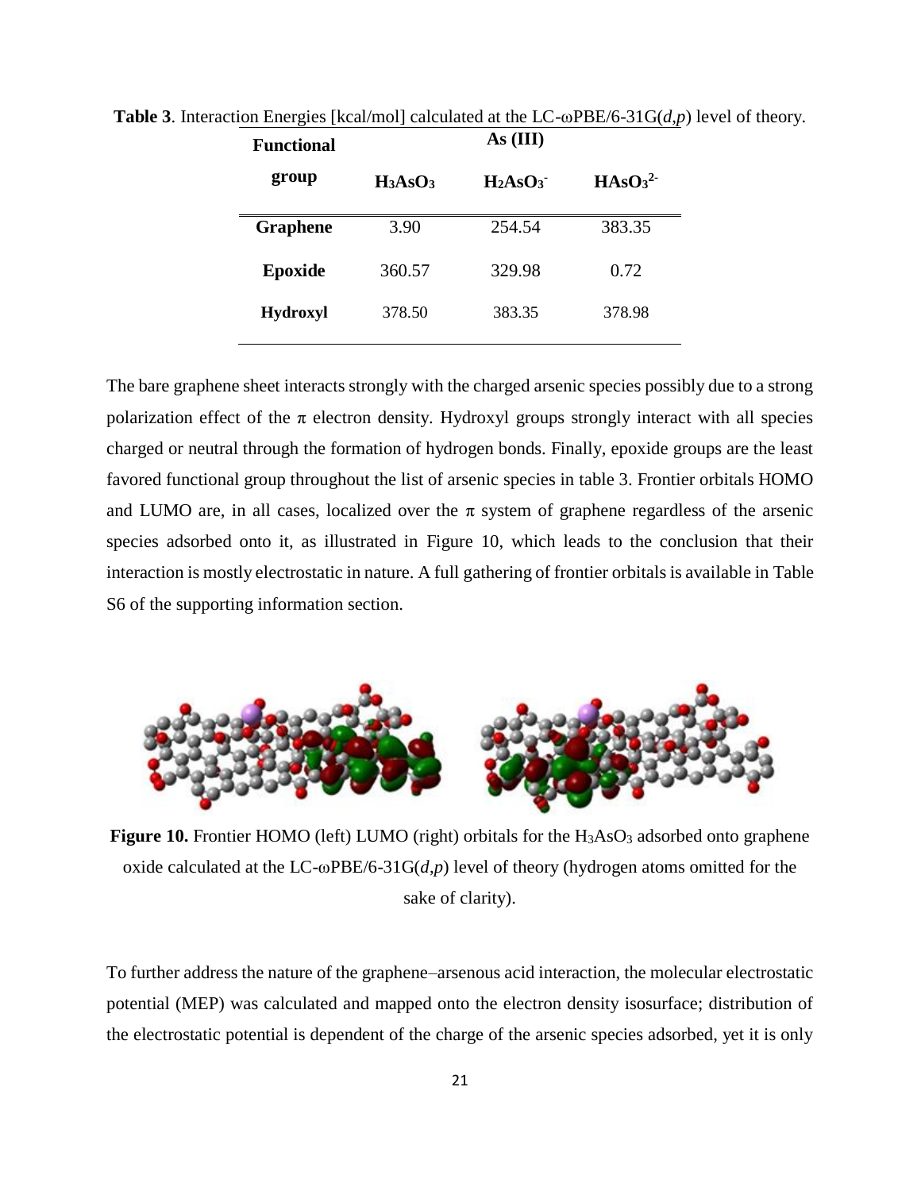**Table 3**. Interaction Energies [kcal/mol] calculated at the LC-ωPBE/6-31G(*d,p*) level of theory.

| Functional group | As (III) | | |
|---|---|---|---|
| | $H_3AsO_3$ | $H_2AsO_3^-$ | $HAsO_3^{2-}$ |
| **Graphene** | 3.90 | 254.54 | 383.35 |
| **Epoxide** | 360.57 | 329.98 | 0.72 |
| **Hydroxyl** | 378.50 | 383.35 | 378.98 |

The bare graphene sheet interacts strongly with the charged arsenic species possibly due to a strong polarization effect of the π electron density. Hydroxyl groups strongly interact with all species charged or neutral through the formation of hydrogen bonds. Finally, epoxide groups are the least favored functional group throughout the list of arsenic species in table 3. Frontier orbitals HOMO and LUMO are, in all cases, localized over the π system of graphene regardless of the arsenic species adsorbed onto it, as illustrated in Figure 10, which leads to the conclusion that their interaction is mostly electrostatic in nature. A full gathering of frontier orbitals is available in Table S6 of the supporting information section.

**Figure 10.** Frontier HOMO (left) LUMO (right) orbitals for the $H_3AsO_3$ adsorbed onto graphene oxide calculated at the LC-ωPBE/6-31G(*d,p*) level of theory (hydrogen atoms omitted for the sake of clarity).

To further address the nature of the graphene–arsenous acid interaction, the molecular electrostatic potential (MEP) was calculated and mapped onto the electron density isosurface; distribution of the electrostatic potential is dependent of the charge of the arsenic species adsorbed, yet it is only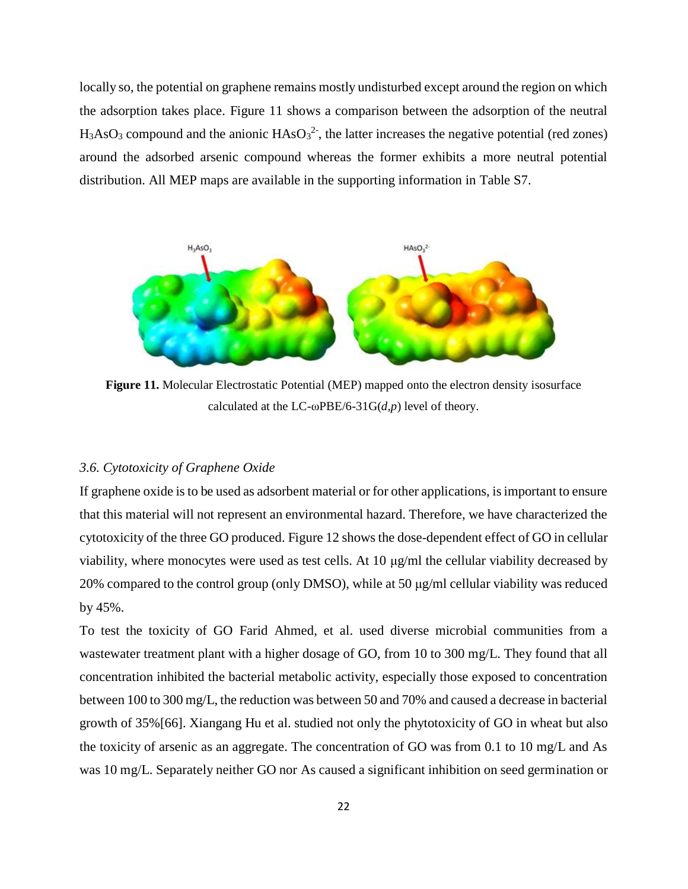locally so, the potential on graphene remains mostly undisturbed except around the region on which the adsorption takes place. Figure 11 shows a comparison between the adsorption of the neutral $H_3AsO_3$ compound and the anionic $HAsO_3^{2-}$, the latter increases the negative potential (red zones) around the adsorbed arsenic compound whereas the former exhibits a more neutral potential distribution. All MEP maps are available in the supporting information in Table S7.

**Figure 11.** Molecular Electrostatic Potential (MEP) mapped onto the electron density isosurface calculated at the LC-ωPBE/6-31G(*d*,*p*) level of theory.

### *3.6. Cytotoxicity of Graphene Oxide*

If graphene oxide is to be used as adsorbent material or for other applications, is important to ensure that this material will not represent an environmental hazard. Therefore, we have characterized the cytotoxicity of the three GO produced. Figure 12 shows the dose-dependent effect of GO in cellular viability, where monocytes were used as test cells. At 10 μg/ml the cellular viability decreased by 20% compared to the control group (only DMSO), while at 50 μg/ml cellular viability was reduced by 45%.

To test the toxicity of GO Farid Ahmed, et al. used diverse microbial communities from a wastewater treatment plant with a higher dosage of GO, from 10 to 300 mg/L. They found that all concentration inhibited the bacterial metabolic activity, especially those exposed to concentration between 100 to 300 mg/L, the reduction was between 50 and 70% and caused a decrease in bacterial growth of 35%[66]. Xiangang Hu et al. studied not only the phytotoxicity of GO in wheat but also the toxicity of arsenic as an aggregate. The concentration of GO was from 0.1 to 10 mg/L and As was 10 mg/L. Separately neither GO nor As caused a significant inhibition on seed germination or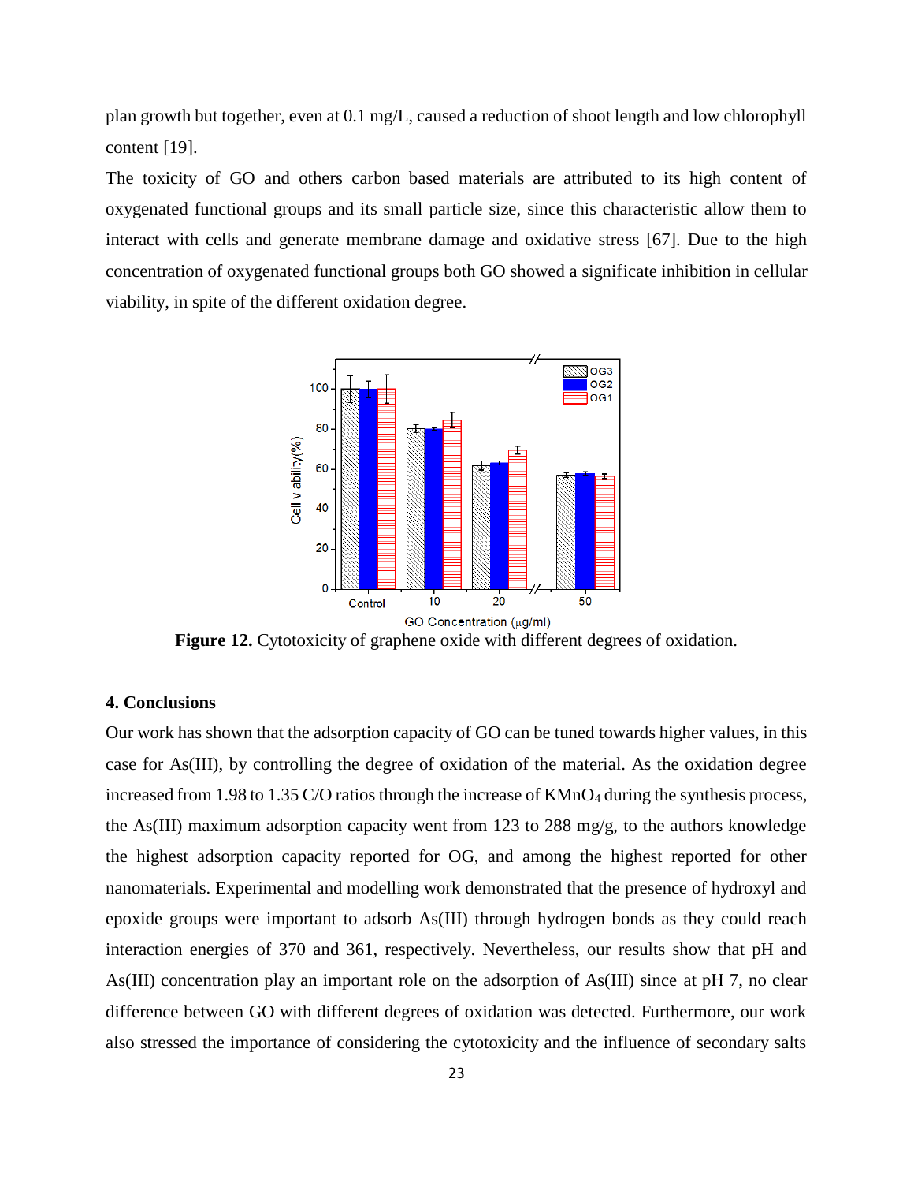plan growth but together, even at 0.1 mg/L, caused a reduction of shoot length and low chlorophyll content [19].

The toxicity of GO and others carbon based materials are attributed to its high content of oxygenated functional groups and its small particle size, since this characteristic allow them to interact with cells and generate membrane damage and oxidative stress [67]. Due to the high concentration of oxygenated functional groups both GO showed a significate inhibition in cellular viability, in spite of the different oxidation degree.

**Figure 12.** Cytotoxicity of graphene oxide with different degrees of oxidation.

## 4. Conclusions

Our work has shown that the adsorption capacity of GO can be tuned towards higher values, in this case for As(III), by controlling the degree of oxidation of the material. As the oxidation degree increased from 1.98 to 1.35 C/O ratios through the increase of $KMnO_4$ during the synthesis process, the As(III) maximum adsorption capacity went from 123 to 288 mg/g, to the authors knowledge the highest adsorption capacity reported for OG, and among the highest reported for other nanomaterials. Experimental and modelling work demonstrated that the presence of hydroxyl and epoxide groups were important to adsorb As(III) through hydrogen bonds as they could reach interaction energies of 370 and 361, respectively. Nevertheless, our results show that pH and As(III) concentration play an important role on the adsorption of As(III) since at pH 7, no clear difference between GO with different degrees of oxidation was detected. Furthermore, our work also stressed the importance of considering the cytotoxicity and the influence of secondary salts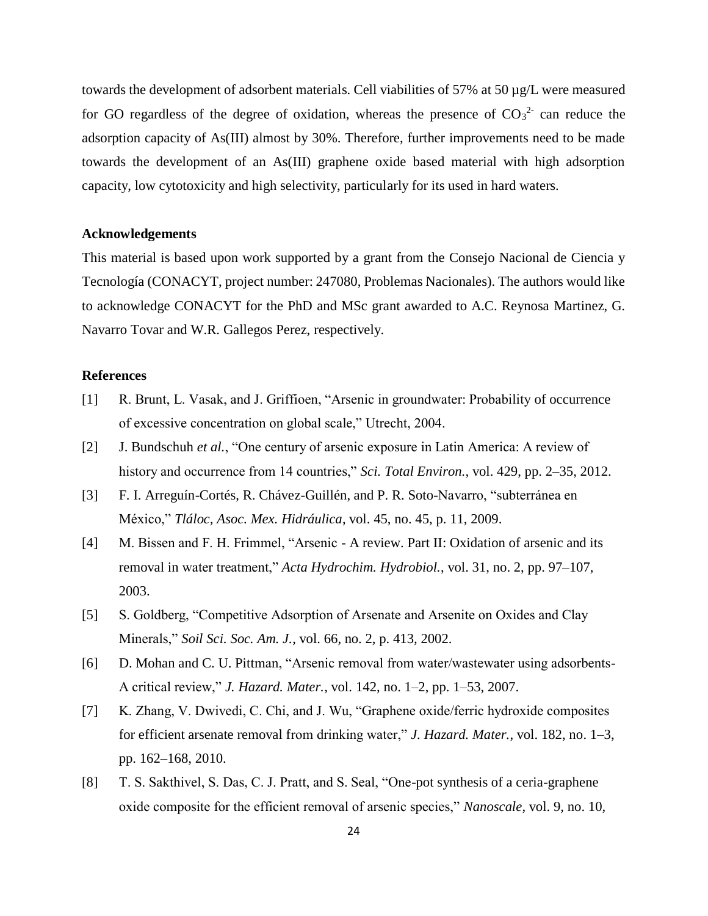towards the development of adsorbent materials. Cell viabilities of 57% at 50 µg/L were measured for GO regardless of the degree of oxidation, whereas the presence of $CO_3^{2-}$ can reduce the adsorption capacity of As(III) almost by 30%. Therefore, further improvements need to be made towards the development of an As(III) graphene oxide based material with high adsorption capacity, low cytotoxicity and high selectivity, particularly for its used in hard waters.

## Acknowledgements

This material is based upon work supported by a grant from the Consejo Nacional de Ciencia y Tecnología (CONACYT, project number: 247080, Problemas Nacionales). The authors would like to acknowledge CONACYT for the PhD and MSc grant awarded to A.C. Reynosa Martinez, G. Navarro Tovar and W.R. Gallegos Perez, respectively.

## References

[1] R. Brunt, L. Vasak, and J. Griffioen, "Arsenic in groundwater: Probability of occurrence of excessive concentration on global scale," Utrecht, 2004.

[2] J. Bundschuh *et al.*, "One century of arsenic exposure in Latin America: A review of history and occurrence from 14 countries," *Sci. Total Environ.*, vol. 429, pp. 2–35, 2012.

[3] F. I. Arreguín-Cortés, R. Chávez-Guillén, and P. R. Soto-Navarro, "subterránea en México," *Tláloc, Asoc. Mex. Hidráulica*, vol. 45, no. 45, p. 11, 2009.

[4] M. Bissen and F. H. Frimmel, "Arsenic - A review. Part II: Oxidation of arsenic and its removal in water treatment," *Acta Hydrochim. Hydrobiol.*, vol. 31, no. 2, pp. 97–107, 2003.

[5] S. Goldberg, "Competitive Adsorption of Arsenate and Arsenite on Oxides and Clay Minerals," *Soil Sci. Soc. Am. J.*, vol. 66, no. 2, p. 413, 2002.

[6] D. Mohan and C. U. Pittman, "Arsenic removal from water/wastewater using adsorbents-A critical review," *J. Hazard. Mater.*, vol. 142, no. 1–2, pp. 1–53, 2007.

[7] K. Zhang, V. Dwivedi, C. Chi, and J. Wu, "Graphene oxide/ferric hydroxide composites for efficient arsenate removal from drinking water," *J. Hazard. Mater.*, vol. 182, no. 1–3, pp. 162–168, 2010.

[8] T. S. Sakthivel, S. Das, C. J. Pratt, and S. Seal, "One-pot synthesis of a ceria-graphene oxide composite for the efficient removal of arsenic species," *Nanoscale*, vol. 9, no. 10,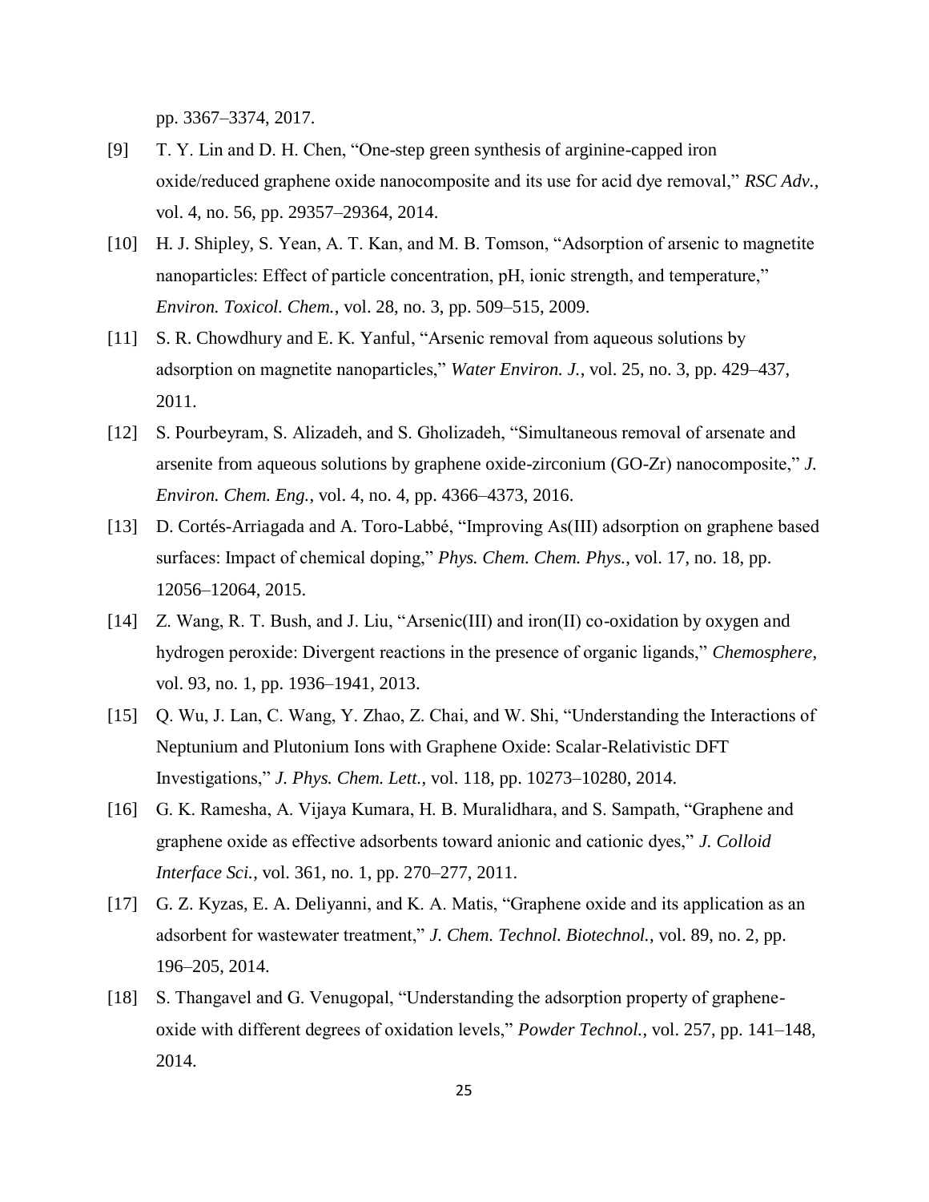pp. 3367–3374, 2017.

[9] T. Y. Lin and D. H. Chen, "One-step green synthesis of arginine-capped iron oxide/reduced graphene oxide nanocomposite and its use for acid dye removal," *RSC Adv.*, vol. 4, no. 56, pp. 29357–29364, 2014.

[10] H. J. Shipley, S. Yean, A. T. Kan, and M. B. Tomson, "Adsorption of arsenic to magnetite nanoparticles: Effect of particle concentration, pH, ionic strength, and temperature," *Environ. Toxicol. Chem.*, vol. 28, no. 3, pp. 509–515, 2009.

[11] S. R. Chowdhury and E. K. Yanful, "Arsenic removal from aqueous solutions by adsorption on magnetite nanoparticles," *Water Environ. J.*, vol. 25, no. 3, pp. 429–437, 2011.

[12] S. Pourbeyram, S. Alizadeh, and S. Gholizadeh, "Simultaneous removal of arsenate and arsenite from aqueous solutions by graphene oxide-zirconium (GO-Zr) nanocomposite," *J. Environ. Chem. Eng.*, vol. 4, no. 4, pp. 4366–4373, 2016.

[13] D. Cortés-Arriagada and A. Toro-Labbé, "Improving As(III) adsorption on graphene based surfaces: Impact of chemical doping," *Phys. Chem. Chem. Phys.*, vol. 17, no. 18, pp. 12056–12064, 2015.

[14] Z. Wang, R. T. Bush, and J. Liu, "Arsenic(III) and iron(II) co-oxidation by oxygen and hydrogen peroxide: Divergent reactions in the presence of organic ligands," *Chemosphere*, vol. 93, no. 1, pp. 1936–1941, 2013.

[15] Q. Wu, J. Lan, C. Wang, Y. Zhao, Z. Chai, and W. Shi, "Understanding the Interactions of Neptunium and Plutonium Ions with Graphene Oxide: Scalar-Relativistic DFT Investigations," *J. Phys. Chem. Lett.*, vol. 118, pp. 10273–10280, 2014.

[16] G. K. Ramesha, A. Vijaya Kumara, H. B. Muralidhara, and S. Sampath, "Graphene and graphene oxide as effective adsorbents toward anionic and cationic dyes," *J. Colloid Interface Sci.*, vol. 361, no. 1, pp. 270–277, 2011.

[17] G. Z. Kyzas, E. A. Deliyanni, and K. A. Matis, "Graphene oxide and its application as an adsorbent for wastewater treatment," *J. Chem. Technol. Biotechnol.*, vol. 89, no. 2, pp. 196–205, 2014.

[18] S. Thangavel and G. Venugopal, "Understanding the adsorption property of graphene-oxide with different degrees of oxidation levels," *Powder Technol.*, vol. 257, pp. 141–148, 2014.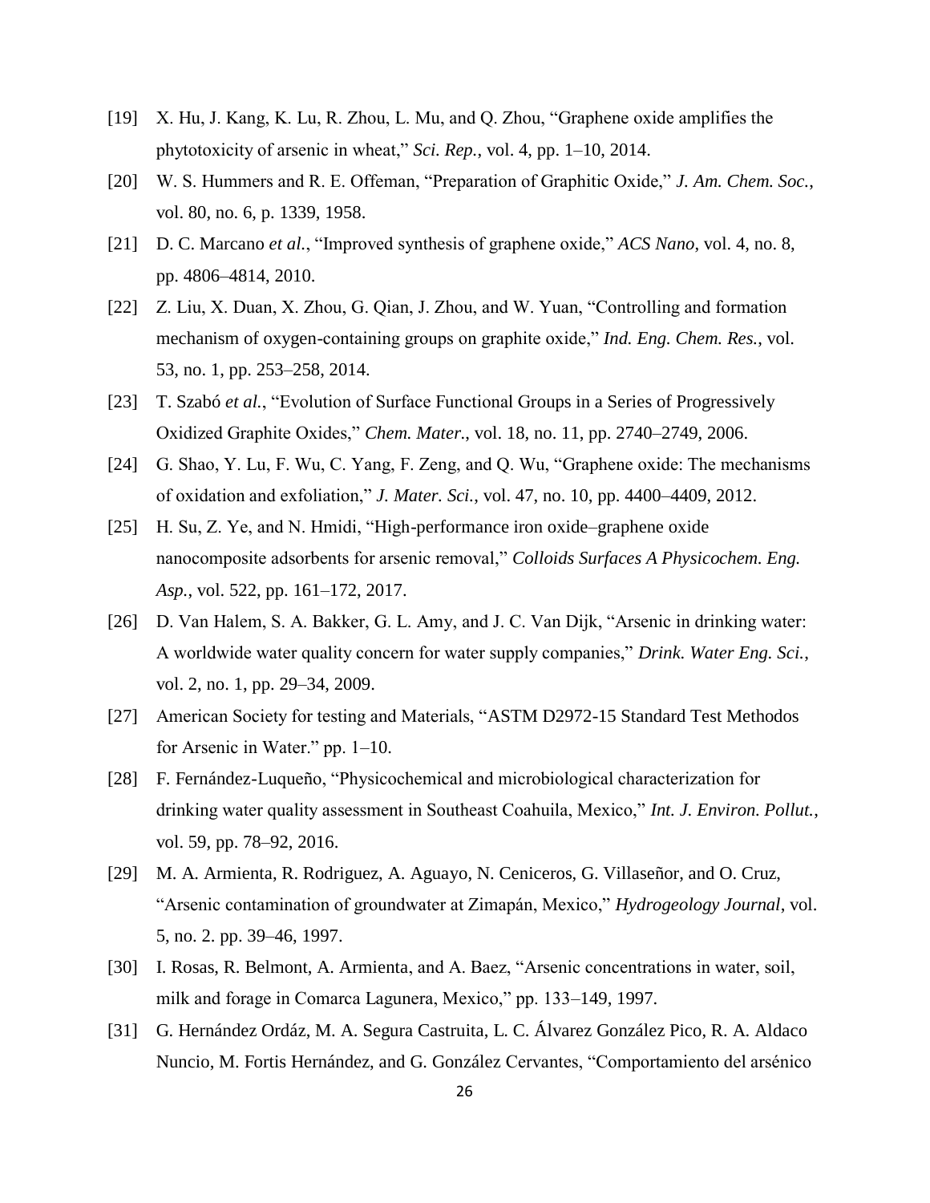[19] X. Hu, J. Kang, K. Lu, R. Zhou, L. Mu, and Q. Zhou, "Graphene oxide amplifies the phytotoxicity of arsenic in wheat," *Sci. Rep.*, vol. 4, pp. 1–10, 2014.

[20] W. S. Hummers and R. E. Offeman, "Preparation of Graphitic Oxide," *J. Am. Chem. Soc.*, vol. 80, no. 6, p. 1339, 1958.

[21] D. C. Marcano *et al.*, "Improved synthesis of graphene oxide," *ACS Nano*, vol. 4, no. 8, pp. 4806–4814, 2010.

[22] Z. Liu, X. Duan, X. Zhou, G. Qian, J. Zhou, and W. Yuan, "Controlling and formation mechanism of oxygen-containing groups on graphite oxide," *Ind. Eng. Chem. Res.*, vol. 53, no. 1, pp. 253–258, 2014.

[23] T. Szabó *et al.*, "Evolution of Surface Functional Groups in a Series of Progressively Oxidized Graphite Oxides," *Chem. Mater.*, vol. 18, no. 11, pp. 2740–2749, 2006.

[24] G. Shao, Y. Lu, F. Wu, C. Yang, F. Zeng, and Q. Wu, "Graphene oxide: The mechanisms of oxidation and exfoliation," *J. Mater. Sci.*, vol. 47, no. 10, pp. 4400–4409, 2012.

[25] H. Su, Z. Ye, and N. Hmidi, "High-performance iron oxide–graphene oxide nanocomposite adsorbents for arsenic removal," *Colloids Surfaces A Physicochem. Eng. Asp.*, vol. 522, pp. 161–172, 2017.

[26] D. Van Halem, S. A. Bakker, G. L. Amy, and J. C. Van Dijk, "Arsenic in drinking water: A worldwide water quality concern for water supply companies," *Drink. Water Eng. Sci.*, vol. 2, no. 1, pp. 29–34, 2009.

[27] American Society for testing and Materials, "ASTM D2972-15 Standard Test Methodos for Arsenic in Water." pp. 1–10.

[28] F. Fernández-Luqueño, "Physicochemical and microbiological characterization for drinking water quality assessment in Southeast Coahuila, Mexico," *Int. J. Environ. Pollut.*, vol. 59, pp. 78–92, 2016.

[29] M. A. Armienta, R. Rodriguez, A. Aguayo, N. Ceniceros, G. Villaseñor, and O. Cruz, "Arsenic contamination of groundwater at Zimapán, Mexico," *Hydrogeology Journal*, vol. 5, no. 2. pp. 39–46, 1997.

[30] I. Rosas, R. Belmont, A. Armienta, and A. Baez, "Arsenic concentrations in water, soil, milk and forage in Comarca Lagunera, Mexico," pp. 133–149, 1997.

[31] G. Hernández Ordáz, M. A. Segura Castruita, L. C. Álvarez González Pico, R. A. Aldaco Nuncio, M. Fortis Hernández, and G. González Cervantes, "Comportamiento del arsénico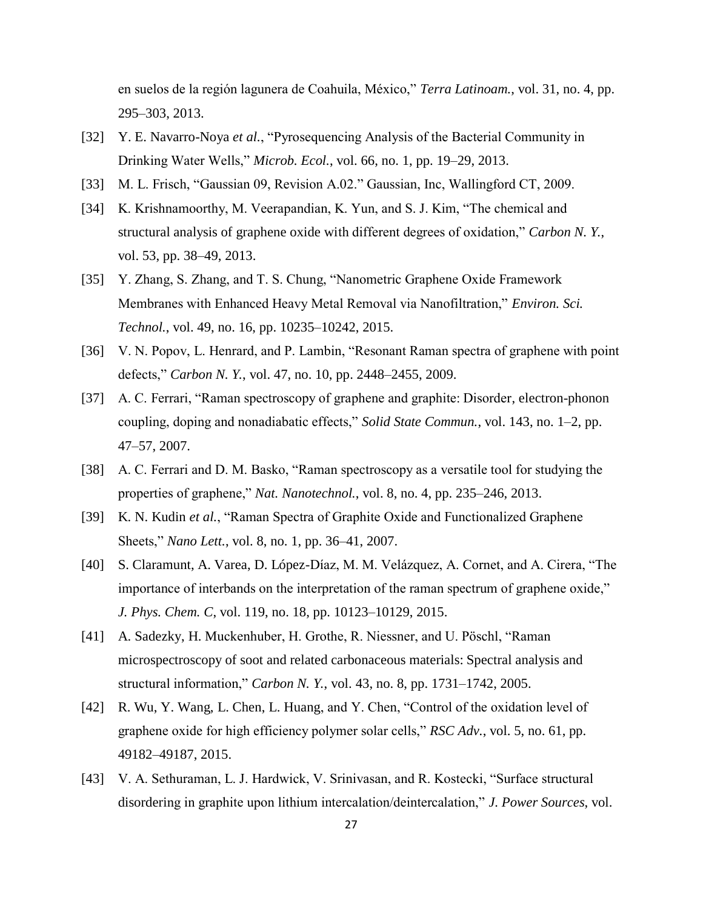en suelos de la región lagunera de Coahuila, México," *Terra Latinoam.*, vol. 31, no. 4, pp. 295–303, 2013.

[32] Y. E. Navarro-Noya *et al.*, "Pyrosequencing Analysis of the Bacterial Community in Drinking Water Wells," *Microb. Ecol.*, vol. 66, no. 1, pp. 19–29, 2013.

[33] M. L. Frisch, "Gaussian 09, Revision A.02." Gaussian, Inc, Wallingford CT, 2009.

[34] K. Krishnamoorthy, M. Veerapandian, K. Yun, and S. J. Kim, "The chemical and structural analysis of graphene oxide with different degrees of oxidation," *Carbon N. Y.*, vol. 53, pp. 38–49, 2013.

[35] Y. Zhang, S. Zhang, and T. S. Chung, "Nanometric Graphene Oxide Framework Membranes with Enhanced Heavy Metal Removal via Nanofiltration," *Environ. Sci. Technol.*, vol. 49, no. 16, pp. 10235–10242, 2015.

[36] V. N. Popov, L. Henrard, and P. Lambin, "Resonant Raman spectra of graphene with point defects," *Carbon N. Y.*, vol. 47, no. 10, pp. 2448–2455, 2009.

[37] A. C. Ferrari, "Raman spectroscopy of graphene and graphite: Disorder, electron-phonon coupling, doping and nonadiabatic effects," *Solid State Commun.*, vol. 143, no. 1–2, pp. 47–57, 2007.

[38] A. C. Ferrari and D. M. Basko, "Raman spectroscopy as a versatile tool for studying the properties of graphene," *Nat. Nanotechnol.*, vol. 8, no. 4, pp. 235–246, 2013.

[39] K. N. Kudin *et al.*, "Raman Spectra of Graphite Oxide and Functionalized Graphene Sheets," *Nano Lett.*, vol. 8, no. 1, pp. 36–41, 2007.

[40] S. Claramunt, A. Varea, D. López-Díaz, M. M. Velázquez, A. Cornet, and A. Cirera, "The importance of interbands on the interpretation of the raman spectrum of graphene oxide," *J. Phys. Chem. C*, vol. 119, no. 18, pp. 10123–10129, 2015.

[41] A. Sadezky, H. Muckenhuber, H. Grothe, R. Niessner, and U. Pöschl, "Raman microspectroscopy of soot and related carbonaceous materials: Spectral analysis and structural information," *Carbon N. Y.*, vol. 43, no. 8, pp. 1731–1742, 2005.

[42] R. Wu, Y. Wang, L. Chen, L. Huang, and Y. Chen, "Control of the oxidation level of graphene oxide for high efficiency polymer solar cells," *RSC Adv.*, vol. 5, no. 61, pp. 49182–49187, 2015.

[43] V. A. Sethuraman, L. J. Hardwick, V. Srinivasan, and R. Kostecki, "Surface structural disordering in graphite upon lithium intercalation/deintercalation," *J. Power Sources*, vol.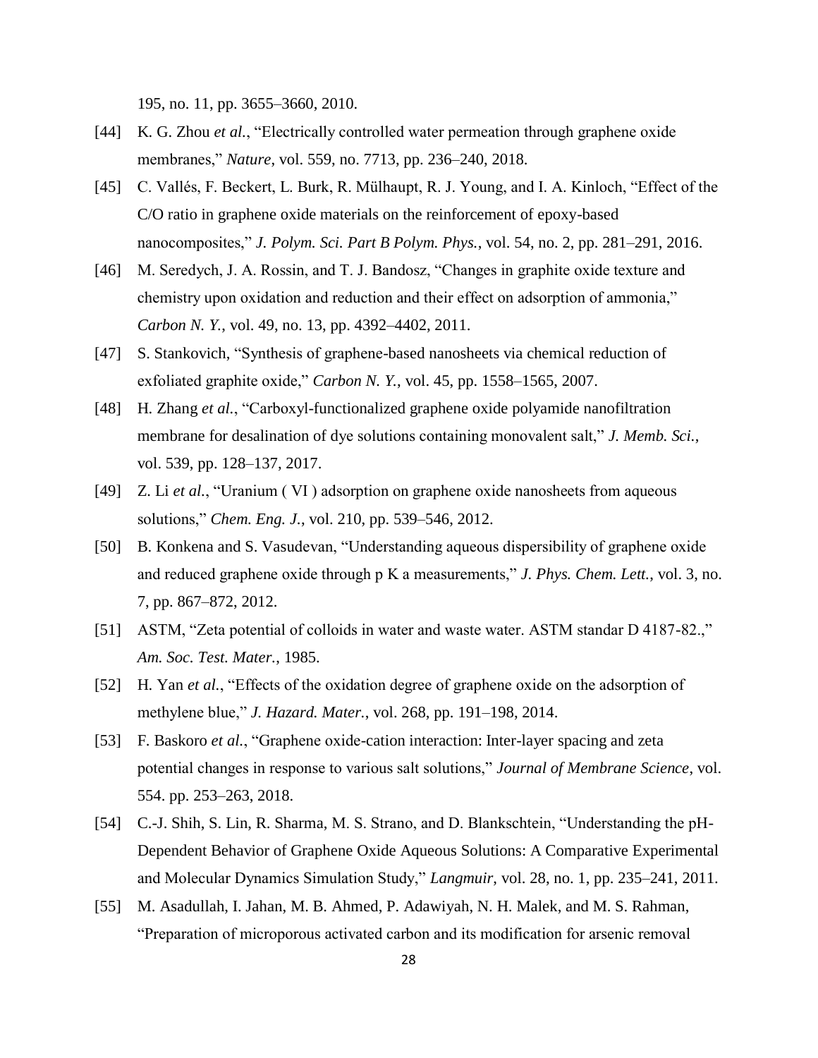195, no. 11, pp. 3655–3660, 2010.

[44] K. G. Zhou *et al.*, "Electrically controlled water permeation through graphene oxide membranes," *Nature*, vol. 559, no. 7713, pp. 236–240, 2018.

[45] C. Vallés, F. Beckert, L. Burk, R. Mülhaupt, R. J. Young, and I. A. Kinloch, "Effect of the C/O ratio in graphene oxide materials on the reinforcement of epoxy-based nanocomposites," *J. Polym. Sci. Part B Polym. Phys.*, vol. 54, no. 2, pp. 281–291, 2016.

[46] M. Seredych, J. A. Rossin, and T. J. Bandosz, "Changes in graphite oxide texture and chemistry upon oxidation and reduction and their effect on adsorption of ammonia," *Carbon N. Y.*, vol. 49, no. 13, pp. 4392–4402, 2011.

[47] S. Stankovich, "Synthesis of graphene-based nanosheets via chemical reduction of exfoliated graphite oxide," *Carbon N. Y.*, vol. 45, pp. 1558–1565, 2007.

[48] H. Zhang *et al.*, "Carboxyl-functionalized graphene oxide polyamide nanofiltration membrane for desalination of dye solutions containing monovalent salt," *J. Memb. Sci.*, vol. 539, pp. 128–137, 2017.

[49] Z. Li *et al.*, "Uranium ( VI ) adsorption on graphene oxide nanosheets from aqueous solutions," *Chem. Eng. J.*, vol. 210, pp. 539–546, 2012.

[50] B. Konkena and S. Vasudevan, "Understanding aqueous dispersibility of graphene oxide and reduced graphene oxide through p K a measurements," *J. Phys. Chem. Lett.*, vol. 3, no. 7, pp. 867–872, 2012.

[51] ASTM, "Zeta potential of colloids in water and waste water. ASTM standar D 4187-82.," *Am. Soc. Test. Mater.*, 1985.

[52] H. Yan *et al.*, "Effects of the oxidation degree of graphene oxide on the adsorption of methylene blue," *J. Hazard. Mater.*, vol. 268, pp. 191–198, 2014.

[53] F. Baskoro *et al.*, "Graphene oxide-cation interaction: Inter-layer spacing and zeta potential changes in response to various salt solutions," *Journal of Membrane Science*, vol. 554. pp. 253–263, 2018.

[54] C.-J. Shih, S. Lin, R. Sharma, M. S. Strano, and D. Blankschtein, "Understanding the pH-Dependent Behavior of Graphene Oxide Aqueous Solutions: A Comparative Experimental and Molecular Dynamics Simulation Study," *Langmuir*, vol. 28, no. 1, pp. 235–241, 2011.

[55] M. Asadullah, I. Jahan, M. B. Ahmed, P. Adawiyah, N. H. Malek, and M. S. Rahman, "Preparation of microporous activated carbon and its modification for arsenic removal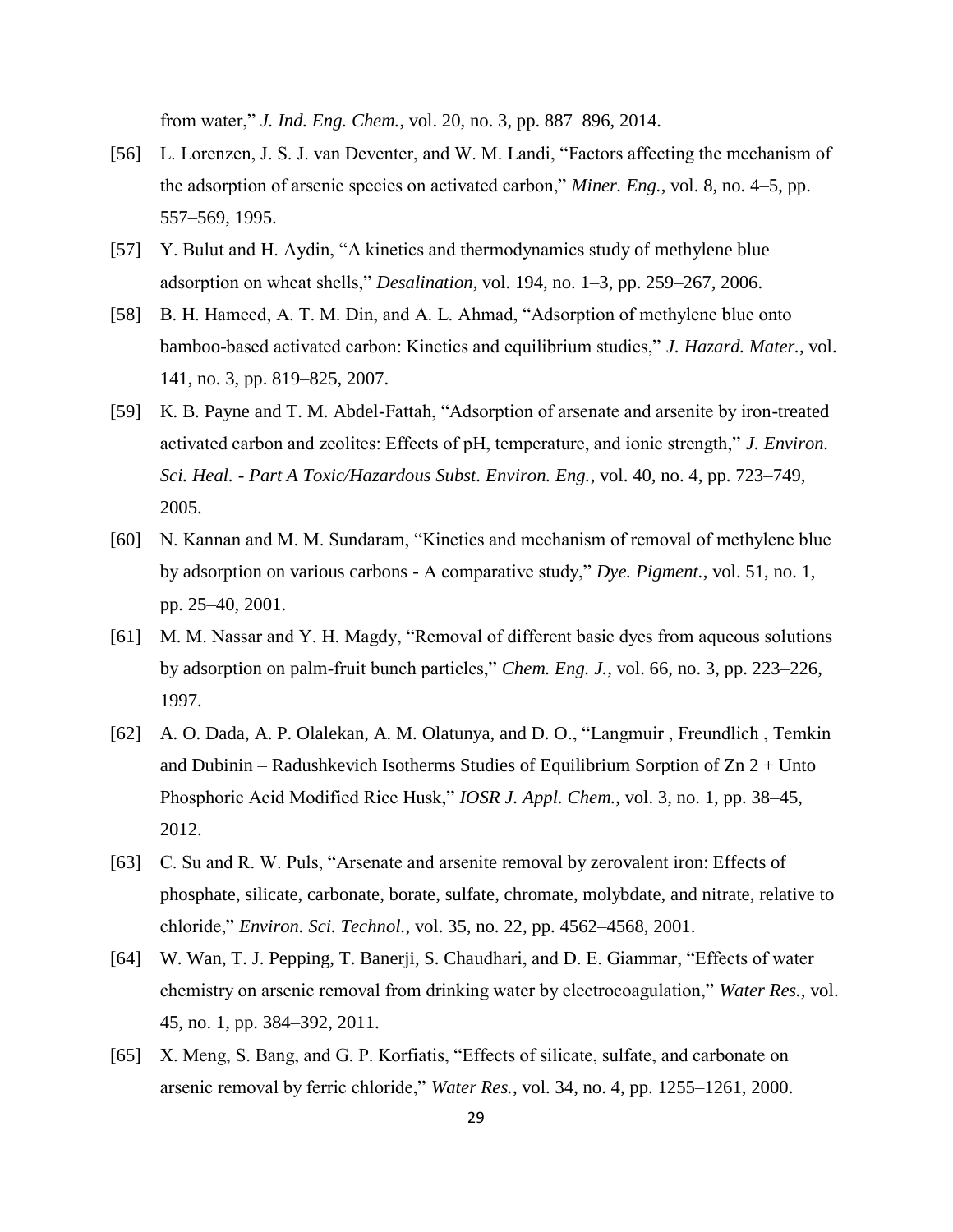from water," *J. Ind. Eng. Chem.*, vol. 20, no. 3, pp. 887–896, 2014.

[56] L. Lorenzen, J. S. J. van Deventer, and W. M. Landi, "Factors affecting the mechanism of the adsorption of arsenic species on activated carbon," *Miner. Eng.*, vol. 8, no. 4–5, pp. 557–569, 1995.

[57] Y. Bulut and H. Aydin, "A kinetics and thermodynamics study of methylene blue adsorption on wheat shells," *Desalination*, vol. 194, no. 1–3, pp. 259–267, 2006.

[58] B. H. Hameed, A. T. M. Din, and A. L. Ahmad, "Adsorption of methylene blue onto bamboo-based activated carbon: Kinetics and equilibrium studies," *J. Hazard. Mater.*, vol. 141, no. 3, pp. 819–825, 2007.

[59] K. B. Payne and T. M. Abdel-Fattah, "Adsorption of arsenate and arsenite by iron-treated activated carbon and zeolites: Effects of pH, temperature, and ionic strength," *J. Environ. Sci. Heal. - Part A Toxic/Hazardous Subst. Environ. Eng.*, vol. 40, no. 4, pp. 723–749, 2005.

[60] N. Kannan and M. M. Sundaram, "Kinetics and mechanism of removal of methylene blue by adsorption on various carbons - A comparative study," *Dye. Pigment.*, vol. 51, no. 1, pp. 25–40, 2001.

[61] M. M. Nassar and Y. H. Magdy, "Removal of different basic dyes from aqueous solutions by adsorption on palm-fruit bunch particles," *Chem. Eng. J.*, vol. 66, no. 3, pp. 223–226, 1997.

[62] A. O. Dada, A. P. Olalekan, A. M. Olatunya, and D. O., "Langmuir , Freundlich , Temkin and Dubinin – Radushkevich Isotherms Studies of Equilibrium Sorption of Zn 2 + Unto Phosphoric Acid Modified Rice Husk," *IOSR J. Appl. Chem.*, vol. 3, no. 1, pp. 38–45, 2012.

[63] C. Su and R. W. Puls, "Arsenate and arsenite removal by zerovalent iron: Effects of phosphate, silicate, carbonate, borate, sulfate, chromate, molybdate, and nitrate, relative to chloride," *Environ. Sci. Technol.*, vol. 35, no. 22, pp. 4562–4568, 2001.

[64] W. Wan, T. J. Pepping, T. Banerji, S. Chaudhari, and D. E. Giammar, "Effects of water chemistry on arsenic removal from drinking water by electrocoagulation," *Water Res.*, vol. 45, no. 1, pp. 384–392, 2011.

[65] X. Meng, S. Bang, and G. P. Korfiatis, "Effects of silicate, sulfate, and carbonate on arsenic removal by ferric chloride," *Water Res.*, vol. 34, no. 4, pp. 1255–1261, 2000.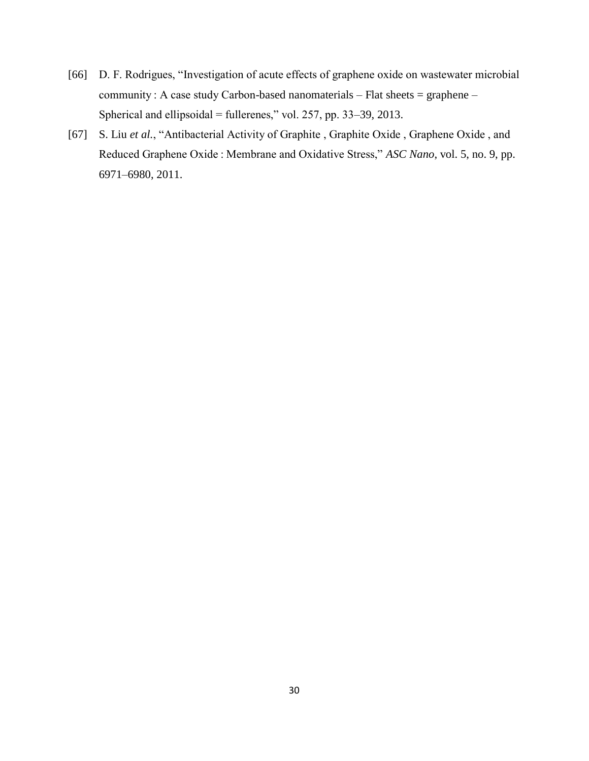[66] D. F. Rodrigues, "Investigation of acute effects of graphene oxide on wastewater microbial community : A case study Carbon-based nanomaterials – Flat sheets = graphene – Spherical and ellipsoidal = fullerenes," vol. 257, pp. 33–39, 2013.

[67] S. Liu *et al.*, "Antibacterial Activity of Graphite , Graphite Oxide , Graphene Oxide , and Reduced Graphene Oxide : Membrane and Oxidative Stress," *ASC Nano*, vol. 5, no. 9, pp. 6971–6980, 2011.